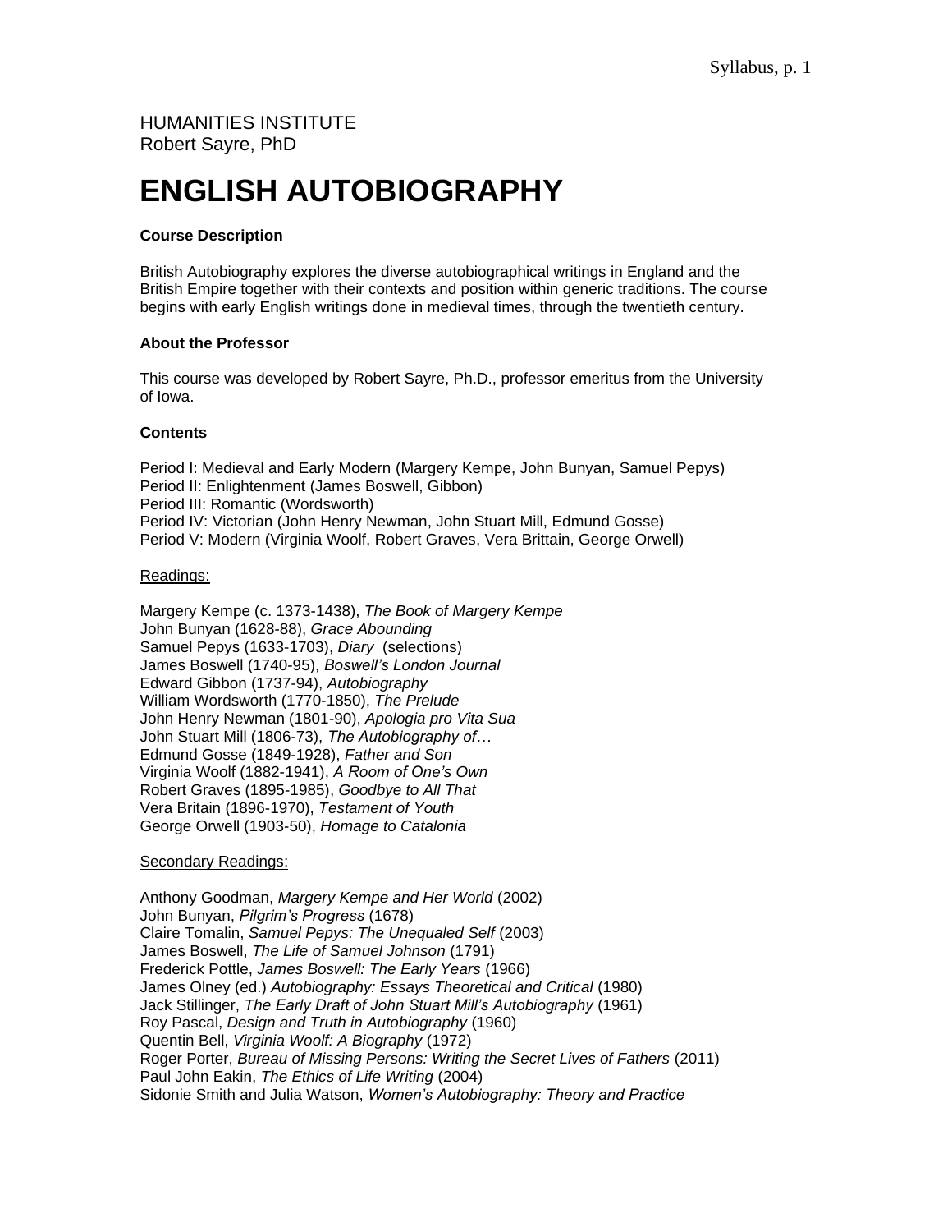HUMANITIES INSTITUTE
Robert Sayre, PhD

# ENGLISH AUTOBIOGRAPHY

**Course Description**

British Autobiography explores the diverse autobiographical writings in England and the British Empire together with their contexts and position within generic traditions. The course begins with early English writings done in medieval times, through the twentieth century.

**About the Professor**

This course was developed by Robert Sayre, Ph.D., professor emeritus from the University of Iowa.

**Contents**

Period I: Medieval and Early Modern (Margery Kempe, John Bunyan, Samuel Pepys)
Period II: Enlightenment (James Boswell, Gibbon)
Period III: Romantic (Wordsworth)
Period IV: Victorian (John Henry Newman, John Stuart Mill, Edmund Gosse)
Period V: Modern (Virginia Woolf, Robert Graves, Vera Brittain, George Orwell)

Readings:

Margery Kempe (c. 1373-1438), *The Book of Margery Kempe*
John Bunyan (1628-88), *Grace Abounding*
Samuel Pepys (1633-1703), *Diary* (selections)
James Boswell (1740-95), *Boswell's London Journal*
Edward Gibbon (1737-94), *Autobiography*
William Wordsworth (1770-1850), *The Prelude*
John Henry Newman (1801-90), *Apologia pro Vita Sua*
John Stuart Mill (1806-73), *The Autobiography of…*
Edmund Gosse (1849-1928), *Father and Son*
Virginia Woolf (1882-1941), *A Room of One's Own*
Robert Graves (1895-1985), *Goodbye to All That*
Vera Britain (1896-1970), *Testament of Youth*
George Orwell (1903-50), *Homage to Catalonia*

Secondary Readings:

Anthony Goodman, *Margery Kempe and Her World* (2002)
John Bunyan, *Pilgrim's Progress* (1678)
Claire Tomalin, *Samuel Pepys: The Unequaled Self* (2003)
James Boswell, *The Life of Samuel Johnson* (1791)
Frederick Pottle, *James Boswell: The Early Years* (1966)
James Olney (ed.) *Autobiography: Essays Theoretical and Critical* (1980)
Jack Stillinger, *The Early Draft of John Stuart Mill's Autobiography* (1961)
Roy Pascal, *Design and Truth in Autobiography* (1960)
Quentin Bell, *Virginia Woolf: A Biography* (1972)
Roger Porter, *Bureau of Missing Persons: Writing the Secret Lives of Fathers* (2011)
Paul John Eakin, *The Ethics of Life Writing* (2004)
Sidonie Smith and Julia Watson, *Women's Autobiography: Theory and Practice*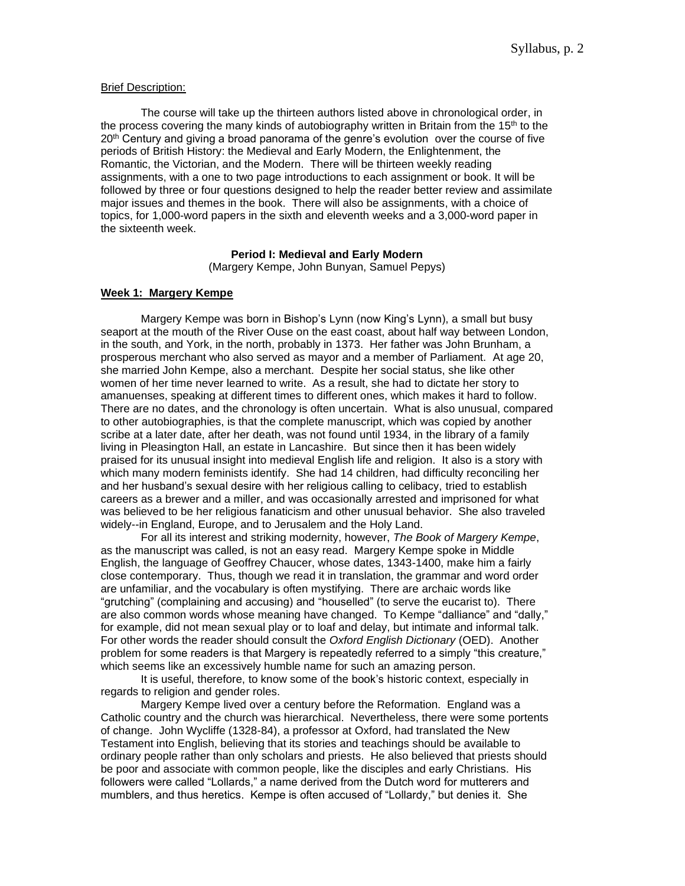Brief Description:

The course will take up the thirteen authors listed above in chronological order, in the process covering the many kinds of autobiography written in Britain from the 15th to the 20th Century and giving a broad panorama of the genre's evolution over the course of five periods of British History: the Medieval and Early Modern, the Enlightenment, the Romantic, the Victorian, and the Modern. There will be thirteen weekly reading assignments, with a one to two page introductions to each assignment or book. It will be followed by three or four questions designed to help the reader better review and assimilate major issues and themes in the book. There will also be assignments, with a choice of topics, for 1,000-word papers in the sixth and eleventh weeks and a 3,000-word paper in the sixteenth week.

**Period I: Medieval and Early Modern**
(Margery Kempe, John Bunyan, Samuel Pepys)

**Week 1: Margery Kempe**

Margery Kempe was born in Bishop's Lynn (now King's Lynn), a small but busy seaport at the mouth of the River Ouse on the east coast, about half way between London, in the south, and York, in the north, probably in 1373. Her father was John Brunham, a prosperous merchant who also served as mayor and a member of Parliament. At age 20, she married John Kempe, also a merchant. Despite her social status, she like other women of her time never learned to write. As a result, she had to dictate her story to amanuenses, speaking at different times to different ones, which makes it hard to follow. There are no dates, and the chronology is often uncertain. What is also unusual, compared to other autobiographies, is that the complete manuscript, which was copied by another scribe at a later date, after her death, was not found until 1934, in the library of a family living in Pleasington Hall, an estate in Lancashire. But since then it has been widely praised for its unusual insight into medieval English life and religion. It also is a story with which many modern feminists identify. She had 14 children, had difficulty reconciling her and her husband's sexual desire with her religious calling to celibacy, tried to establish careers as a brewer and a miller, and was occasionally arrested and imprisoned for what was believed to be her religious fanaticism and other unusual behavior. She also traveled widely--in England, Europe, and to Jerusalem and the Holy Land.

For all its interest and striking modernity, however, *The Book of Margery Kempe*, as the manuscript was called, is not an easy read. Margery Kempe spoke in Middle English, the language of Geoffrey Chaucer, whose dates, 1343-1400, make him a fairly close contemporary. Thus, though we read it in translation, the grammar and word order are unfamiliar, and the vocabulary is often mystifying. There are archaic words like "grutching" (complaining and accusing) and "houselled" (to serve the eucarist to). There are also common words whose meaning have changed. To Kempe "dalliance" and "dally," for example, did not mean sexual play or to loaf and delay, but intimate and informal talk. For other words the reader should consult the *Oxford English Dictionary* (OED). Another problem for some readers is that Margery is repeatedly referred to a simply "this creature," which seems like an excessively humble name for such an amazing person.

It is useful, therefore, to know some of the book's historic context, especially in regards to religion and gender roles.

Margery Kempe lived over a century before the Reformation. England was a Catholic country and the church was hierarchical. Nevertheless, there were some portents of change. John Wycliffe (1328-84), a professor at Oxford, had translated the New Testament into English, believing that its stories and teachings should be available to ordinary people rather than only scholars and priests. He also believed that priests should be poor and associate with common people, like the disciples and early Christians. His followers were called "Lollards," a name derived from the Dutch word for mutterers and mumblers, and thus heretics. Kempe is often accused of "Lollardy," but denies it. She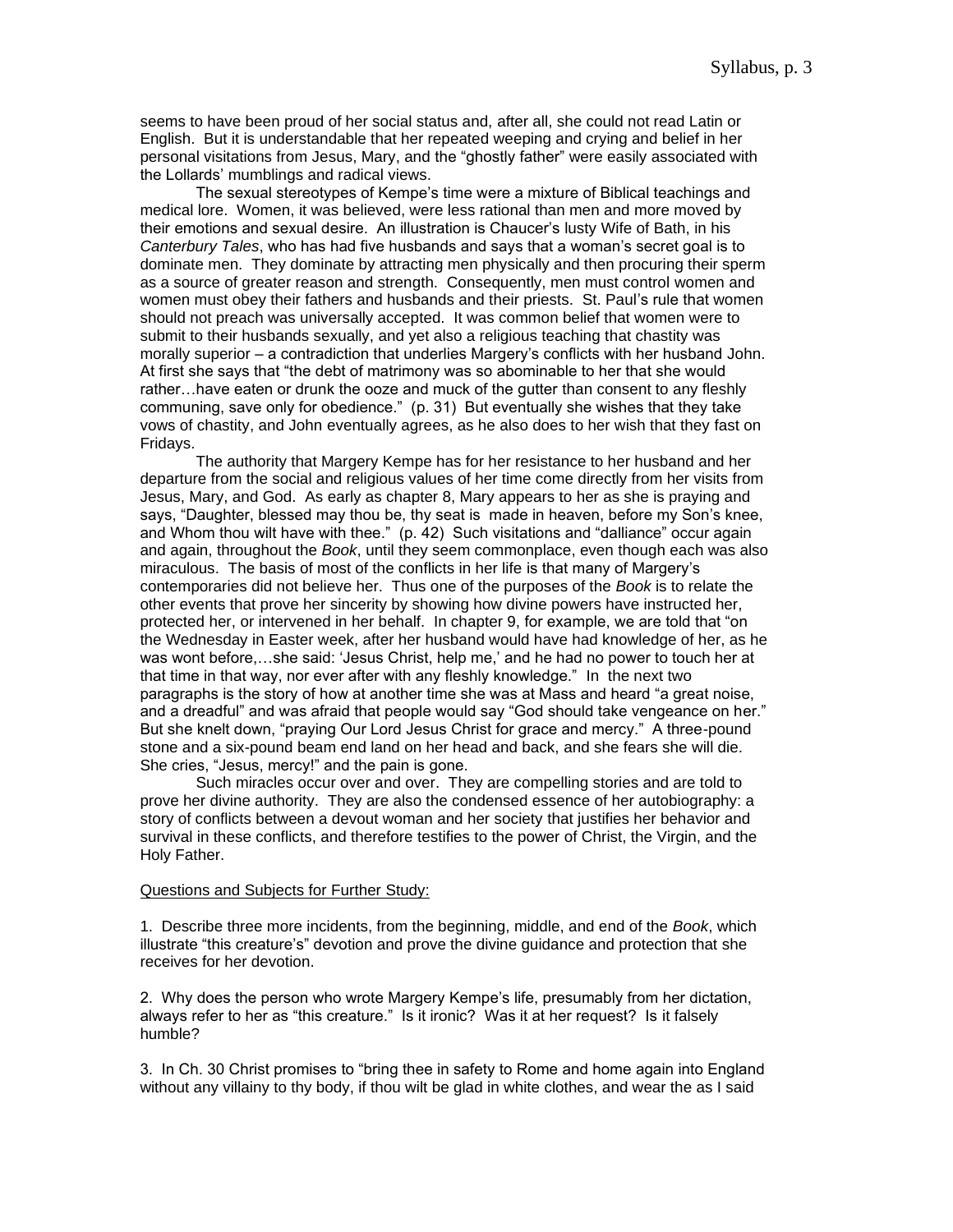seems to have been proud of her social status and, after all, she could not read Latin or English. But it is understandable that her repeated weeping and crying and belief in her personal visitations from Jesus, Mary, and the "ghostly father" were easily associated with the Lollards' mumblings and radical views.

The sexual stereotypes of Kempe's time were a mixture of Biblical teachings and medical lore. Women, it was believed, were less rational than men and more moved by their emotions and sexual desire. An illustration is Chaucer's lusty Wife of Bath, in his *Canterbury Tales*, who has had five husbands and says that a woman's secret goal is to dominate men. They dominate by attracting men physically and then procuring their sperm as a source of greater reason and strength. Consequently, men must control women and women must obey their fathers and husbands and their priests. St. Paul's rule that women should not preach was universally accepted. It was common belief that women were to submit to their husbands sexually, and yet also a religious teaching that chastity was morally superior – a contradiction that underlies Margery's conflicts with her husband John. At first she says that "the debt of matrimony was so abominable to her that she would rather…have eaten or drunk the ooze and muck of the gutter than consent to any fleshly communing, save only for obedience." (p. 31) But eventually she wishes that they take vows of chastity, and John eventually agrees, as he also does to her wish that they fast on Fridays.

The authority that Margery Kempe has for her resistance to her husband and her departure from the social and religious values of her time come directly from her visits from Jesus, Mary, and God. As early as chapter 8, Mary appears to her as she is praying and says, "Daughter, blessed may thou be, thy seat is made in heaven, before my Son's knee, and Whom thou wilt have with thee." (p. 42) Such visitations and "dalliance" occur again and again, throughout the *Book*, until they seem commonplace, even though each was also miraculous. The basis of most of the conflicts in her life is that many of Margery's contemporaries did not believe her. Thus one of the purposes of the *Book* is to relate the other events that prove her sincerity by showing how divine powers have instructed her, protected her, or intervened in her behalf. In chapter 9, for example, we are told that "on the Wednesday in Easter week, after her husband would have had knowledge of her, as he was wont before,…she said: 'Jesus Christ, help me,' and he had no power to touch her at that time in that way, nor ever after with any fleshly knowledge." In the next two paragraphs is the story of how at another time she was at Mass and heard "a great noise, and a dreadful" and was afraid that people would say "God should take vengeance on her." But she knelt down, "praying Our Lord Jesus Christ for grace and mercy." A three-pound stone and a six-pound beam end land on her head and back, and she fears she will die. She cries, "Jesus, mercy!" and the pain is gone.

Such miracles occur over and over. They are compelling stories and are told to prove her divine authority. They are also the condensed essence of her autobiography: a story of conflicts between a devout woman and her society that justifies her behavior and survival in these conflicts, and therefore testifies to the power of Christ, the Virgin, and the Holy Father.

Questions and Subjects for Further Study:

1. Describe three more incidents, from the beginning, middle, and end of the *Book*, which illustrate "this creature's" devotion and prove the divine guidance and protection that she receives for her devotion.

2. Why does the person who wrote Margery Kempe's life, presumably from her dictation, always refer to her as "this creature." Is it ironic? Was it at her request? Is it falsely humble?

3. In Ch. 30 Christ promises to "bring thee in safety to Rome and home again into England without any villainy to thy body, if thou wilt be glad in white clothes, and wear the as I said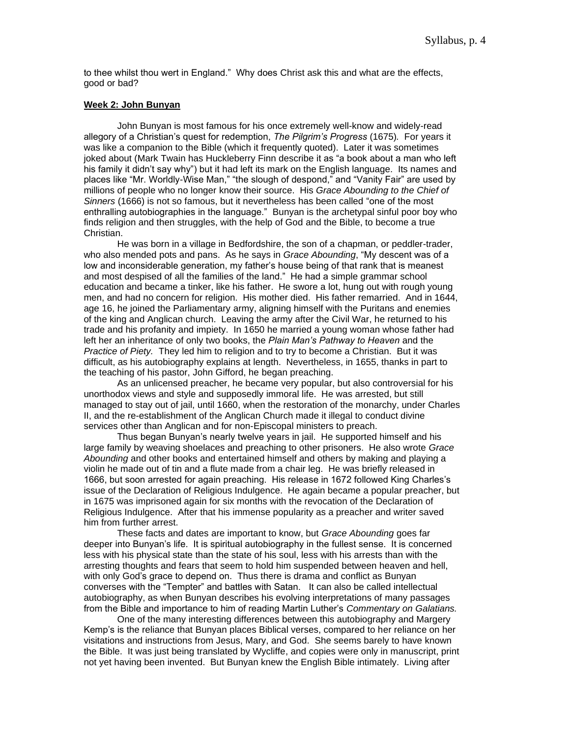to thee whilst thou wert in England." Why does Christ ask this and what are the effects, good or bad?

**Week 2: John Bunyan**

John Bunyan is most famous for his once extremely well-know and widely-read allegory of a Christian's quest for redemption, *The Pilgrim's Progress* (1675). For years it was like a companion to the Bible (which it frequently quoted). Later it was sometimes joked about (Mark Twain has Huckleberry Finn describe it as "a book about a man who left his family it didn't say why") but it had left its mark on the English language. Its names and places like "Mr. Worldly-Wise Man," "the slough of despond," and "Vanity Fair" are used by millions of people who no longer know their source. His *Grace Abounding to the Chief of Sinners* (1666) is not so famous, but it nevertheless has been called "one of the most enthralling autobiographies in the language." Bunyan is the archetypal sinful poor boy who finds religion and then struggles, with the help of God and the Bible, to become a true Christian.

He was born in a village in Bedfordshire, the son of a chapman, or peddler-trader, who also mended pots and pans. As he says in *Grace Abounding*, "My descent was of a low and inconsiderable generation, my father's house being of that rank that is meanest and most despised of all the families of the land." He had a simple grammar school education and became a tinker, like his father. He swore a lot, hung out with rough young men, and had no concern for religion. His mother died. His father remarried. And in 1644, age 16, he joined the Parliamentary army, aligning himself with the Puritans and enemies of the king and Anglican church. Leaving the army after the Civil War, he returned to his trade and his profanity and impiety. In 1650 he married a young woman whose father had left her an inheritance of only two books, the *Plain Man's Pathway to Heaven* and the *Practice of Piety.* They led him to religion and to try to become a Christian. But it was difficult, as his autobiography explains at length. Nevertheless, in 1655, thanks in part to the teaching of his pastor, John Gifford, he began preaching.

As an unlicensed preacher, he became very popular, but also controversial for his unorthodox views and style and supposedly immoral life. He was arrested, but still managed to stay out of jail, until 1660, when the restoration of the monarchy, under Charles II, and the re-establishment of the Anglican Church made it illegal to conduct divine services other than Anglican and for non-Episcopal ministers to preach.

Thus began Bunyan's nearly twelve years in jail. He supported himself and his large family by weaving shoelaces and preaching to other prisoners. He also wrote *Grace Abounding* and other books and entertained himself and others by making and playing a violin he made out of tin and a flute made from a chair leg. He was briefly released in 1666, but soon arrested for again preaching. His release in 1672 followed King Charles's issue of the Declaration of Religious Indulgence. He again became a popular preacher, but in 1675 was imprisoned again for six months with the revocation of the Declaration of Religious Indulgence. After that his immense popularity as a preacher and writer saved him from further arrest.

These facts and dates are important to know, but *Grace Abounding* goes far deeper into Bunyan's life. It is spiritual autobiography in the fullest sense. It is concerned less with his physical state than the state of his soul, less with his arrests than with the arresting thoughts and fears that seem to hold him suspended between heaven and hell, with only God's grace to depend on. Thus there is drama and conflict as Bunyan converses with the "Tempter" and battles with Satan. It can also be called intellectual autobiography, as when Bunyan describes his evolving interpretations of many passages from the Bible and importance to him of reading Martin Luther's *Commentary on Galatians.*

One of the many interesting differences between this autobiography and Margery Kemp's is the reliance that Bunyan places Biblical verses, compared to her reliance on her visitations and instructions from Jesus, Mary, and God. She seems barely to have known the Bible. It was just being translated by Wycliffe, and copies were only in manuscript, print not yet having been invented. But Bunyan knew the English Bible intimately. Living after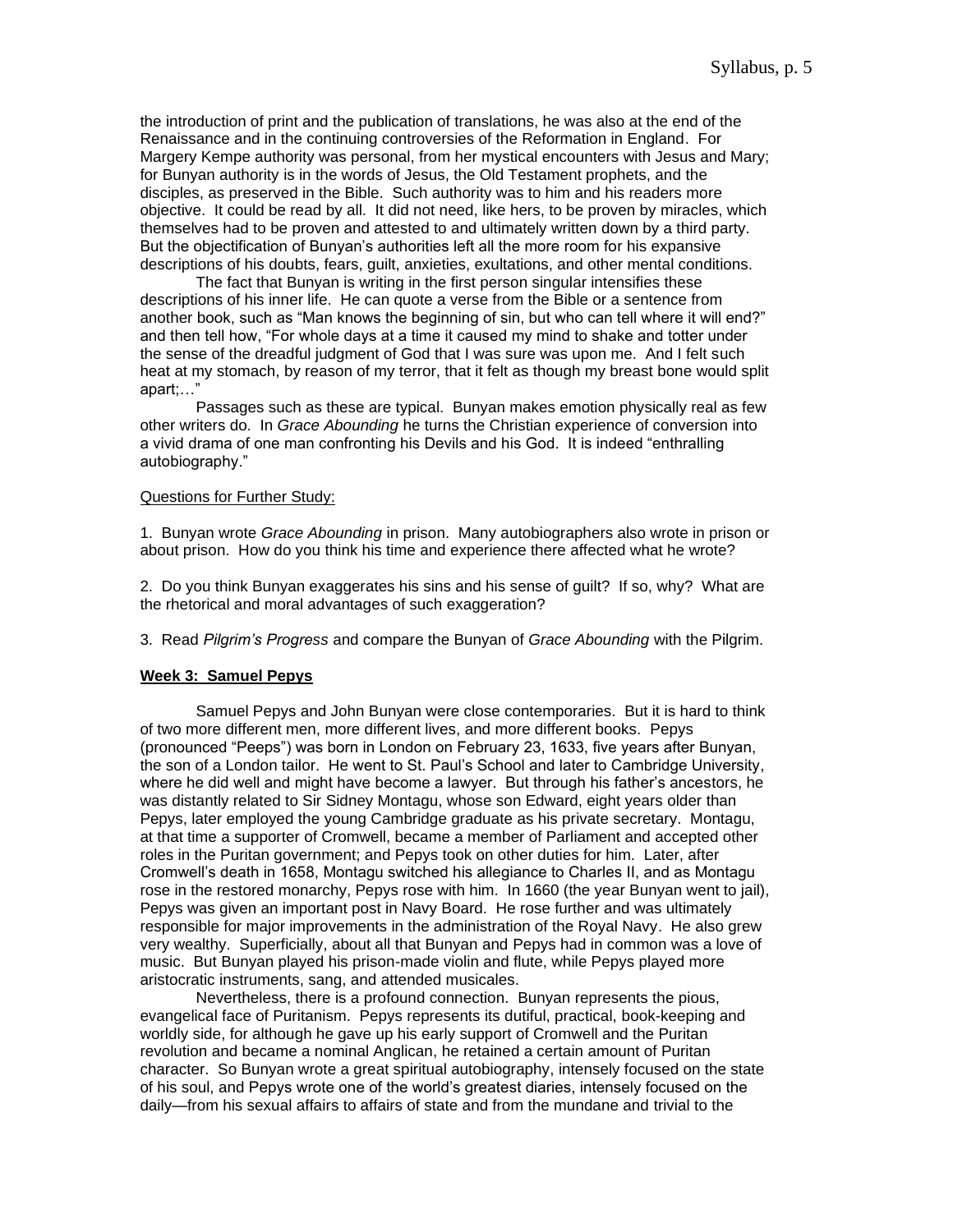the introduction of print and the publication of translations, he was also at the end of the Renaissance and in the continuing controversies of the Reformation in England. For Margery Kempe authority was personal, from her mystical encounters with Jesus and Mary; for Bunyan authority is in the words of Jesus, the Old Testament prophets, and the disciples, as preserved in the Bible. Such authority was to him and his readers more objective. It could be read by all. It did not need, like hers, to be proven by miracles, which themselves had to be proven and attested to and ultimately written down by a third party. But the objectification of Bunyan's authorities left all the more room for his expansive descriptions of his doubts, fears, guilt, anxieties, exultations, and other mental conditions.

The fact that Bunyan is writing in the first person singular intensifies these descriptions of his inner life. He can quote a verse from the Bible or a sentence from another book, such as "Man knows the beginning of sin, but who can tell where it will end?" and then tell how, "For whole days at a time it caused my mind to shake and totter under the sense of the dreadful judgment of God that I was sure was upon me. And I felt such heat at my stomach, by reason of my terror, that it felt as though my breast bone would split apart;…"

Passages such as these are typical. Bunyan makes emotion physically real as few other writers do. In *Grace Abounding* he turns the Christian experience of conversion into a vivid drama of one man confronting his Devils and his God. It is indeed "enthralling autobiography."

Questions for Further Study:

1. Bunyan wrote *Grace Abounding* in prison. Many autobiographers also wrote in prison or about prison. How do you think his time and experience there affected what he wrote?

2. Do you think Bunyan exaggerates his sins and his sense of guilt? If so, why? What are the rhetorical and moral advantages of such exaggeration?

3. Read *Pilgrim's Progress* and compare the Bunyan of *Grace Abounding* with the Pilgrim.

## Week 3: Samuel Pepys

Samuel Pepys and John Bunyan were close contemporaries. But it is hard to think of two more different men, more different lives, and more different books. Pepys (pronounced "Peeps") was born in London on February 23, 1633, five years after Bunyan, the son of a London tailor. He went to St. Paul's School and later to Cambridge University, where he did well and might have become a lawyer. But through his father's ancestors, he was distantly related to Sir Sidney Montagu, whose son Edward, eight years older than Pepys, later employed the young Cambridge graduate as his private secretary. Montagu, at that time a supporter of Cromwell, became a member of Parliament and accepted other roles in the Puritan government; and Pepys took on other duties for him. Later, after Cromwell's death in 1658, Montagu switched his allegiance to Charles II, and as Montagu rose in the restored monarchy, Pepys rose with him. In 1660 (the year Bunyan went to jail), Pepys was given an important post in Navy Board. He rose further and was ultimately responsible for major improvements in the administration of the Royal Navy. He also grew very wealthy. Superficially, about all that Bunyan and Pepys had in common was a love of music. But Bunyan played his prison-made violin and flute, while Pepys played more aristocratic instruments, sang, and attended musicales.

Nevertheless, there is a profound connection. Bunyan represents the pious, evangelical face of Puritanism. Pepys represents its dutiful, practical, book-keeping and worldly side, for although he gave up his early support of Cromwell and the Puritan revolution and became a nominal Anglican, he retained a certain amount of Puritan character. So Bunyan wrote a great spiritual autobiography, intensely focused on the state of his soul, and Pepys wrote one of the world's greatest diaries, intensely focused on the daily—from his sexual affairs to affairs of state and from the mundane and trivial to the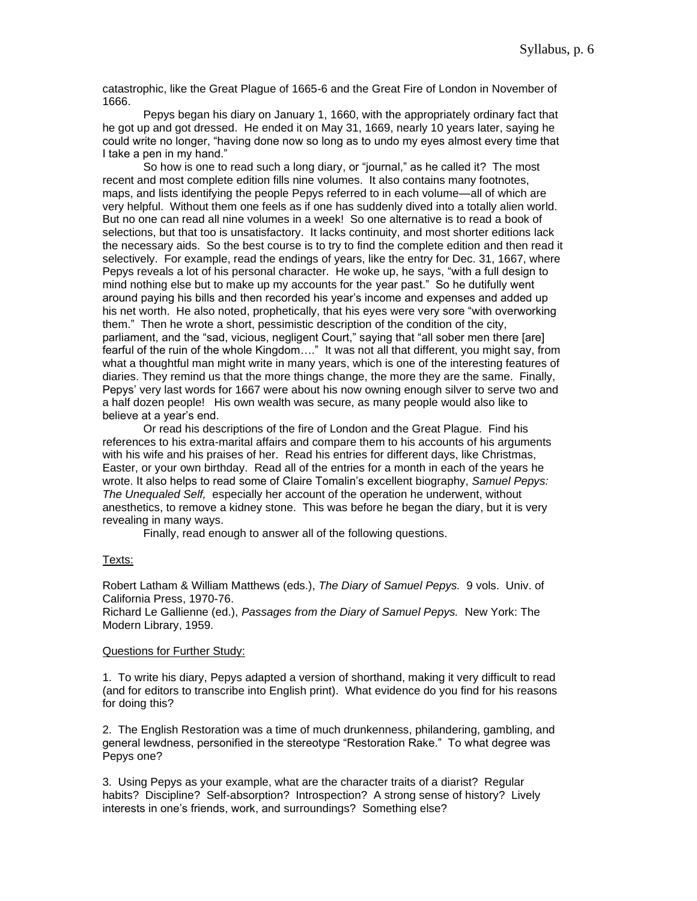catastrophic, like the Great Plague of 1665-6 and the Great Fire of London in November of 1666.

Pepys began his diary on January 1, 1660, with the appropriately ordinary fact that he got up and got dressed. He ended it on May 31, 1669, nearly 10 years later, saying he could write no longer, "having done now so long as to undo my eyes almost every time that I take a pen in my hand."

So how is one to read such a long diary, or "journal," as he called it? The most recent and most complete edition fills nine volumes. It also contains many footnotes, maps, and lists identifying the people Pepys referred to in each volume—all of which are very helpful. Without them one feels as if one has suddenly dived into a totally alien world. But no one can read all nine volumes in a week! So one alternative is to read a book of selections, but that too is unsatisfactory. It lacks continuity, and most shorter editions lack the necessary aids. So the best course is to try to find the complete edition and then read it selectively. For example, read the endings of years, like the entry for Dec. 31, 1667, where Pepys reveals a lot of his personal character. He woke up, he says, "with a full design to mind nothing else but to make up my accounts for the year past." So he dutifully went around paying his bills and then recorded his year's income and expenses and added up his net worth. He also noted, prophetically, that his eyes were very sore "with overworking them." Then he wrote a short, pessimistic description of the condition of the city, parliament, and the "sad, vicious, negligent Court," saying that "all sober men there [are] fearful of the ruin of the whole Kingdom…." It was not all that different, you might say, from what a thoughtful man might write in many years, which is one of the interesting features of diaries. They remind us that the more things change, the more they are the same. Finally, Pepys' very last words for 1667 were about his now owning enough silver to serve two and a half dozen people! His own wealth was secure, as many people would also like to believe at a year's end.

Or read his descriptions of the fire of London and the Great Plague. Find his references to his extra-marital affairs and compare them to his accounts of his arguments with his wife and his praises of her. Read his entries for different days, like Christmas, Easter, or your own birthday. Read all of the entries for a month in each of the years he wrote. It also helps to read some of Claire Tomalin's excellent biography, *Samuel Pepys: The Unequaled Self,* especially her account of the operation he underwent, without anesthetics, to remove a kidney stone. This was before he began the diary, but it is very revealing in many ways.

Finally, read enough to answer all of the following questions.

<u>Texts:</u>

Robert Latham & William Matthews (eds.), *The Diary of Samuel Pepys.* 9 vols. Univ. of California Press, 1970-76.
Richard Le Gallienne (ed.), *Passages from the Diary of Samuel Pepys.* New York: The Modern Library, 1959.

<u>Questions for Further Study:</u>

1. To write his diary, Pepys adapted a version of shorthand, making it very difficult to read (and for editors to transcribe into English print). What evidence do you find for his reasons for doing this?

2. The English Restoration was a time of much drunkenness, philandering, gambling, and general lewdness, personified in the stereotype "Restoration Rake." To what degree was Pepys one?

3. Using Pepys as your example, what are the character traits of a diarist? Regular habits? Discipline? Self-absorption? Introspection? A strong sense of history? Lively interests in one's friends, work, and surroundings? Something else?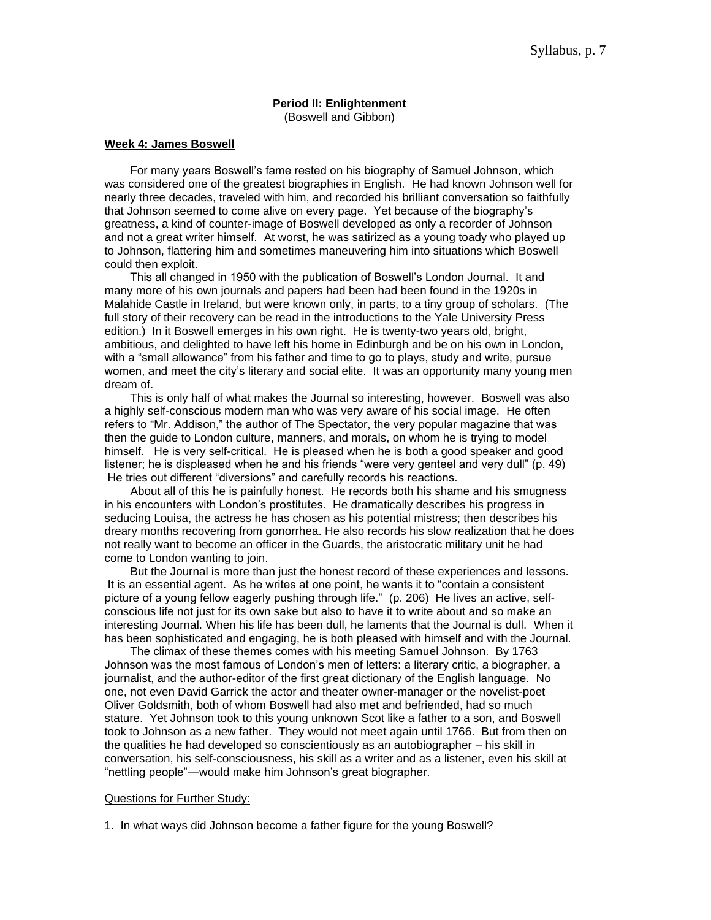**Period II: Enlightenment**
(Boswell and Gibbon)

**Week 4: James Boswell**

For many years Boswell's fame rested on his biography of Samuel Johnson, which was considered one of the greatest biographies in English. He had known Johnson well for nearly three decades, traveled with him, and recorded his brilliant conversation so faithfully that Johnson seemed to come alive on every page. Yet because of the biography's greatness, a kind of counter-image of Boswell developed as only a recorder of Johnson and not a great writer himself. At worst, he was satirized as a young toady who played up to Johnson, flattering him and sometimes maneuvering him into situations which Boswell could then exploit.

This all changed in 1950 with the publication of Boswell's London Journal. It and many more of his own journals and papers had been had been found in the 1920s in Malahide Castle in Ireland, but were known only, in parts, to a tiny group of scholars. (The full story of their recovery can be read in the introductions to the Yale University Press edition.) In it Boswell emerges in his own right. He is twenty-two years old, bright, ambitious, and delighted to have left his home in Edinburgh and be on his own in London, with a "small allowance" from his father and time to go to plays, study and write, pursue women, and meet the city's literary and social elite. It was an opportunity many young men dream of.

This is only half of what makes the Journal so interesting, however. Boswell was also a highly self-conscious modern man who was very aware of his social image. He often refers to "Mr. Addison," the author of The Spectator, the very popular magazine that was then the guide to London culture, manners, and morals, on whom he is trying to model himself. He is very self-critical. He is pleased when he is both a good speaker and good listener; he is displeased when he and his friends "were very genteel and very dull" (p. 49) He tries out different "diversions" and carefully records his reactions.

About all of this he is painfully honest. He records both his shame and his smugness in his encounters with London's prostitutes. He dramatically describes his progress in seducing Louisa, the actress he has chosen as his potential mistress; then describes his dreary months recovering from gonorrhea. He also records his slow realization that he does not really want to become an officer in the Guards, the aristocratic military unit he had come to London wanting to join.

But the Journal is more than just the honest record of these experiences and lessons. It is an essential agent. As he writes at one point, he wants it to "contain a consistent picture of a young fellow eagerly pushing through life." (p. 206) He lives an active, self-conscious life not just for its own sake but also to have it to write about and so make an interesting Journal. When his life has been dull, he laments that the Journal is dull. When it has been sophisticated and engaging, he is both pleased with himself and with the Journal.

The climax of these themes comes with his meeting Samuel Johnson. By 1763 Johnson was the most famous of London's men of letters: a literary critic, a biographer, a journalist, and the author-editor of the first great dictionary of the English language. No one, not even David Garrick the actor and theater owner-manager or the novelist-poet Oliver Goldsmith, both of whom Boswell had also met and befriended, had so much stature. Yet Johnson took to this young unknown Scot like a father to a son, and Boswell took to Johnson as a new father. They would not meet again until 1766. But from then on the qualities he had developed so conscientiously as an autobiographer – his skill in conversation, his self-consciousness, his skill as a writer and as a listener, even his skill at "nettling people"—would make him Johnson's great biographer.

Questions for Further Study:

1. In what ways did Johnson become a father figure for the young Boswell?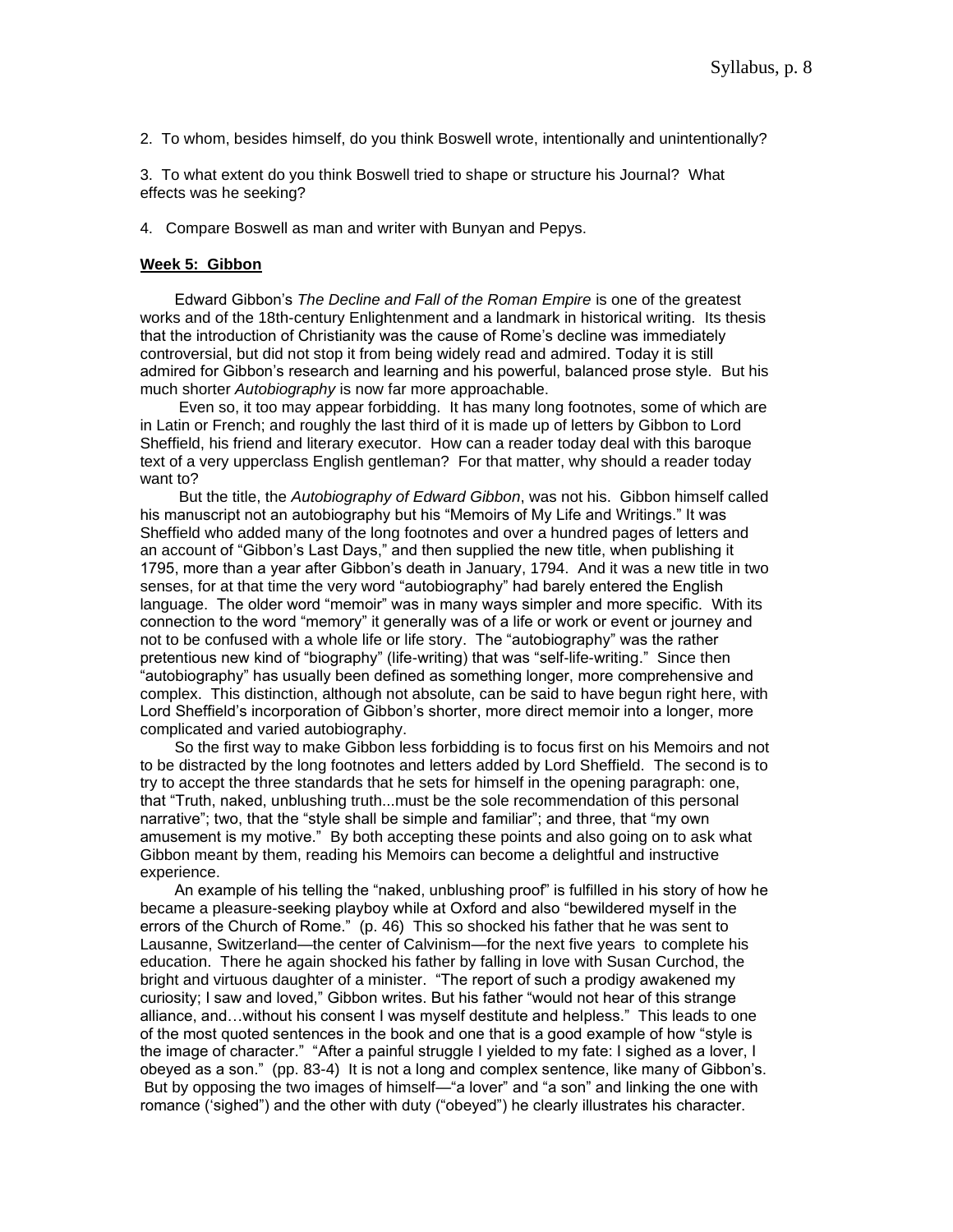2. To whom, besides himself, do you think Boswell wrote, intentionally and unintentionally?

3. To what extent do you think Boswell tried to shape or structure his Journal? What effects was he seeking?

4. Compare Boswell as man and writer with Bunyan and Pepys.

**Week 5: Gibbon**

Edward Gibbon's *The Decline and Fall of the Roman Empire* is one of the greatest works and of the 18th-century Enlightenment and a landmark in historical writing. Its thesis that the introduction of Christianity was the cause of Rome's decline was immediately controversial, but did not stop it from being widely read and admired. Today it is still admired for Gibbon's research and learning and his powerful, balanced prose style. But his much shorter *Autobiography* is now far more approachable.

Even so, it too may appear forbidding. It has many long footnotes, some of which are in Latin or French; and roughly the last third of it is made up of letters by Gibbon to Lord Sheffield, his friend and literary executor. How can a reader today deal with this baroque text of a very upperclass English gentleman? For that matter, why should a reader today want to?

But the title, the *Autobiography of Edward Gibbon*, was not his. Gibbon himself called his manuscript not an autobiography but his "Memoirs of My Life and Writings." It was Sheffield who added many of the long footnotes and over a hundred pages of letters and an account of "Gibbon's Last Days," and then supplied the new title, when publishing it 1795, more than a year after Gibbon's death in January, 1794. And it was a new title in two senses, for at that time the very word "autobiography" had barely entered the English language. The older word "memoir" was in many ways simpler and more specific. With its connection to the word "memory" it generally was of a life or work or event or journey and not to be confused with a whole life or life story. The "autobiography" was the rather pretentious new kind of "biography" (life-writing) that was "self-life-writing." Since then "autobiography" has usually been defined as something longer, more comprehensive and complex. This distinction, although not absolute, can be said to have begun right here, with Lord Sheffield's incorporation of Gibbon's shorter, more direct memoir into a longer, more complicated and varied autobiography.

So the first way to make Gibbon less forbidding is to focus first on his Memoirs and not to be distracted by the long footnotes and letters added by Lord Sheffield. The second is to try to accept the three standards that he sets for himself in the opening paragraph: one, that "Truth, naked, unblushing truth...must be the sole recommendation of this personal narrative"; two, that the "style shall be simple and familiar"; and three, that "my own amusement is my motive." By both accepting these points and also going on to ask what Gibbon meant by them, reading his Memoirs can become a delightful and instructive experience.

An example of his telling the "naked, unblushing proof" is fulfilled in his story of how he became a pleasure-seeking playboy while at Oxford and also "bewildered myself in the errors of the Church of Rome." (p. 46) This so shocked his father that he was sent to Lausanne, Switzerland—the center of Calvinism—for the next five years to complete his education. There he again shocked his father by falling in love with Susan Curchod, the bright and virtuous daughter of a minister. "The report of such a prodigy awakened my curiosity; I saw and loved," Gibbon writes. But his father "would not hear of this strange alliance, and…without his consent I was myself destitute and helpless." This leads to one of the most quoted sentences in the book and one that is a good example of how "style is the image of character." "After a painful struggle I yielded to my fate: I sighed as a lover, I obeyed as a son." (pp. 83-4) It is not a long and complex sentence, like many of Gibbon's. But by opposing the two images of himself—"a lover" and "a son" and linking the one with romance ('sighed") and the other with duty ("obeyed") he clearly illustrates his character.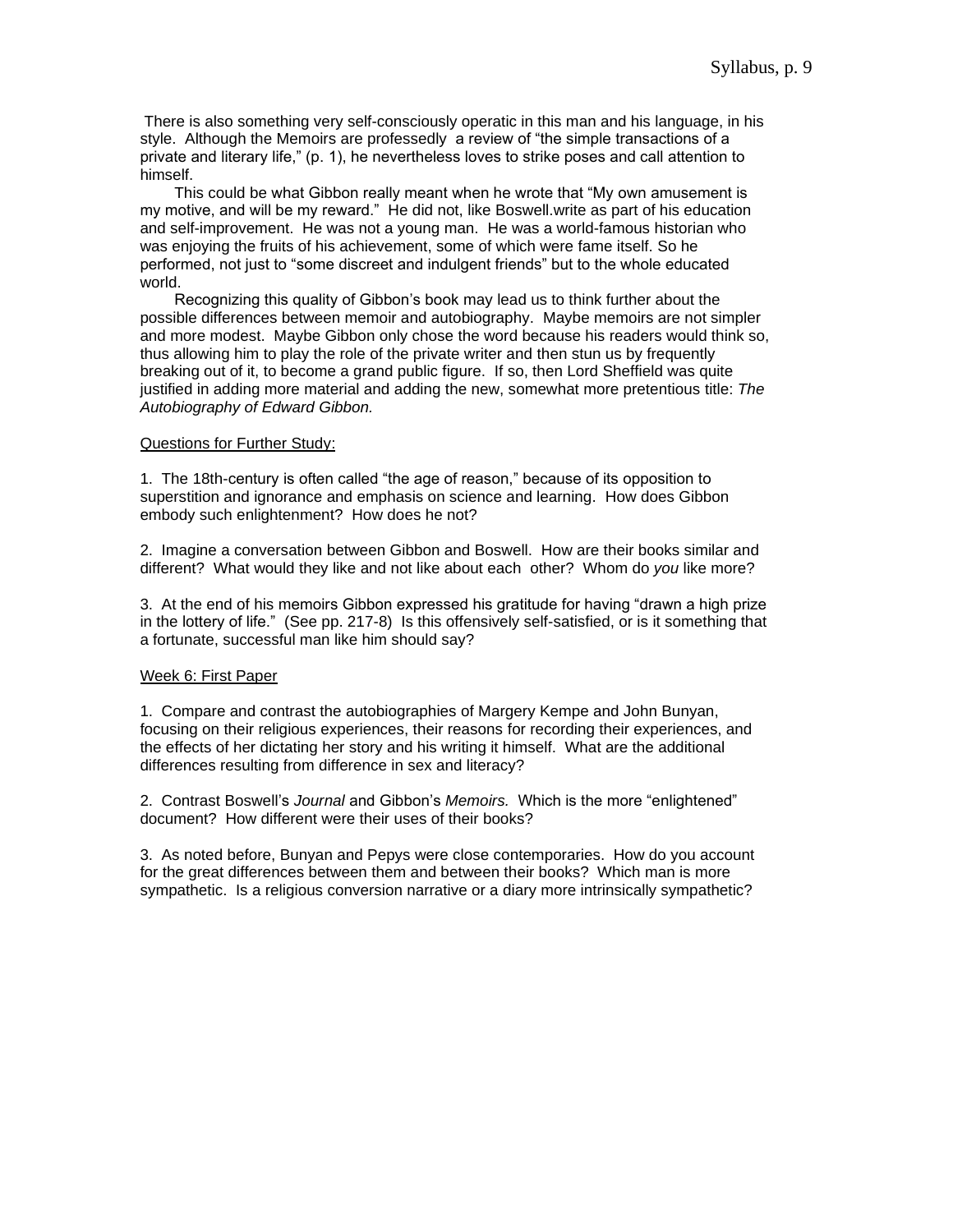There is also something very self-consciously operatic in this man and his language, in his style. Although the Memoirs are professedly a review of "the simple transactions of a private and literary life," (p. 1), he nevertheless loves to strike poses and call attention to himself.

This could be what Gibbon really meant when he wrote that "My own amusement is my motive, and will be my reward." He did not, like Boswell.write as part of his education and self-improvement. He was not a young man. He was a world-famous historian who was enjoying the fruits of his achievement, some of which were fame itself. So he performed, not just to "some discreet and indulgent friends" but to the whole educated world.

Recognizing this quality of Gibbon's book may lead us to think further about the possible differences between memoir and autobiography. Maybe memoirs are not simpler and more modest. Maybe Gibbon only chose the word because his readers would think so, thus allowing him to play the role of the private writer and then stun us by frequently breaking out of it, to become a grand public figure. If so, then Lord Sheffield was quite justified in adding more material and adding the new, somewhat more pretentious title: *The Autobiography of Edward Gibbon.*

Questions for Further Study:

1. The 18th-century is often called "the age of reason," because of its opposition to superstition and ignorance and emphasis on science and learning. How does Gibbon embody such enlightenment? How does he not?

2. Imagine a conversation between Gibbon and Boswell. How are their books similar and different? What would they like and not like about each other? Whom do *you* like more?

3. At the end of his memoirs Gibbon expressed his gratitude for having "drawn a high prize in the lottery of life." (See pp. 217-8) Is this offensively self-satisfied, or is it something that a fortunate, successful man like him should say?

Week 6: First Paper

1. Compare and contrast the autobiographies of Margery Kempe and John Bunyan, focusing on their religious experiences, their reasons for recording their experiences, and the effects of her dictating her story and his writing it himself. What are the additional differences resulting from difference in sex and literacy?

2. Contrast Boswell's *Journal* and Gibbon's *Memoirs.* Which is the more "enlightened" document? How different were their uses of their books?

3. As noted before, Bunyan and Pepys were close contemporaries. How do you account for the great differences between them and between their books? Which man is more sympathetic. Is a religious conversion narrative or a diary more intrinsically sympathetic?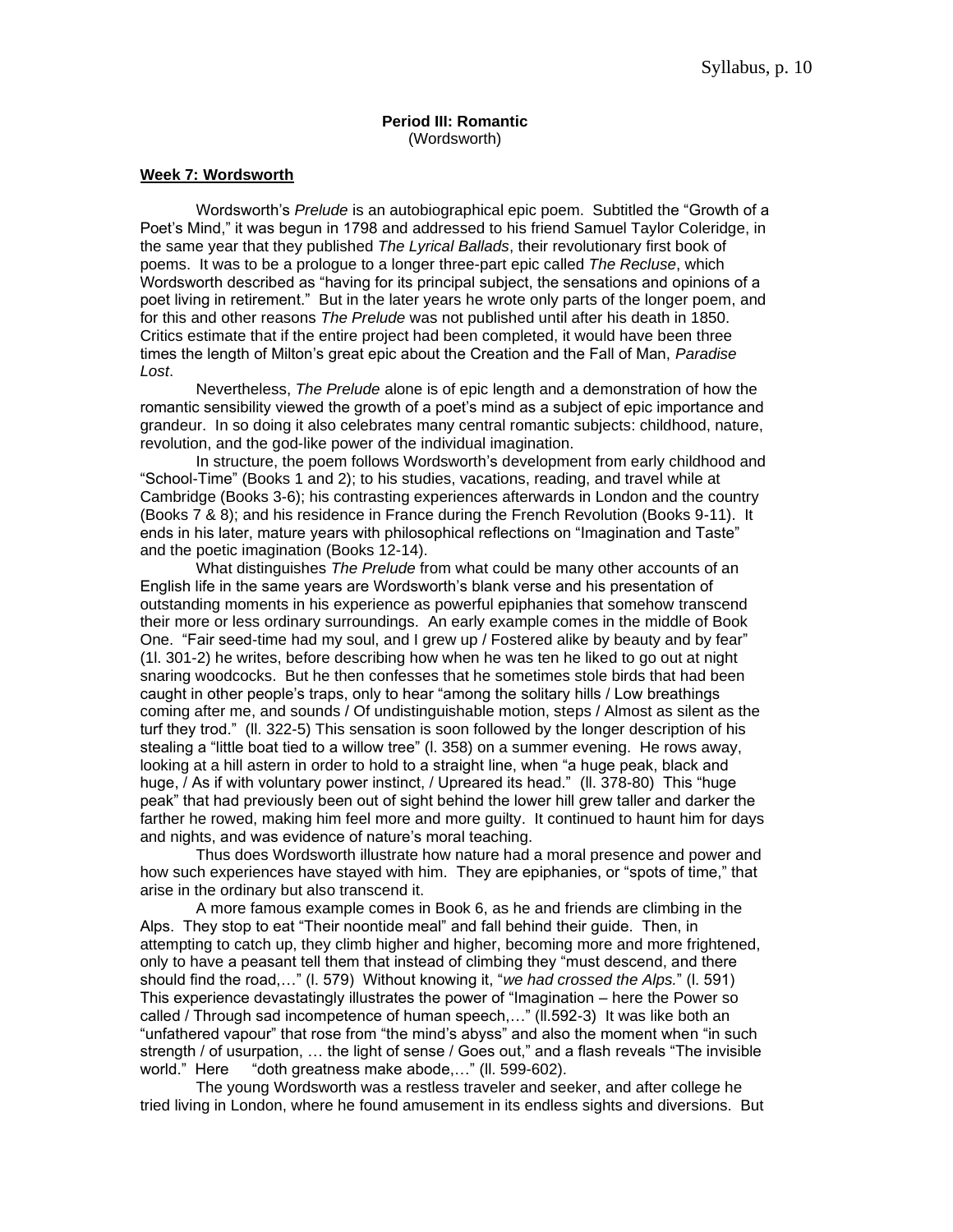**Period III: Romantic**
(Wordsworth)

**Week 7: Wordsworth**

Wordsworth's *Prelude* is an autobiographical epic poem. Subtitled the "Growth of a Poet's Mind," it was begun in 1798 and addressed to his friend Samuel Taylor Coleridge, in the same year that they published *The Lyrical Ballads*, their revolutionary first book of poems. It was to be a prologue to a longer three-part epic called *The Recluse*, which Wordsworth described as "having for its principal subject, the sensations and opinions of a poet living in retirement." But in the later years he wrote only parts of the longer poem, and for this and other reasons *The Prelude* was not published until after his death in 1850. Critics estimate that if the entire project had been completed, it would have been three times the length of Milton's great epic about the Creation and the Fall of Man, *Paradise Lost*.

Nevertheless, *The Prelude* alone is of epic length and a demonstration of how the romantic sensibility viewed the growth of a poet's mind as a subject of epic importance and grandeur. In so doing it also celebrates many central romantic subjects: childhood, nature, revolution, and the god-like power of the individual imagination.

In structure, the poem follows Wordsworth's development from early childhood and "School-Time" (Books 1 and 2); to his studies, vacations, reading, and travel while at Cambridge (Books 3-6); his contrasting experiences afterwards in London and the country (Books 7 & 8); and his residence in France during the French Revolution (Books 9-11). It ends in his later, mature years with philosophical reflections on "Imagination and Taste" and the poetic imagination (Books 12-14).

What distinguishes *The Prelude* from what could be many other accounts of an English life in the same years are Wordsworth's blank verse and his presentation of outstanding moments in his experience as powerful epiphanies that somehow transcend their more or less ordinary surroundings. An early example comes in the middle of Book One. "Fair seed-time had my soul, and I grew up / Fostered alike by beauty and by fear" (1l. 301-2) he writes, before describing how when he was ten he liked to go out at night snaring woodcocks. But he then confesses that he sometimes stole birds that had been caught in other people's traps, only to hear "among the solitary hills / Low breathings coming after me, and sounds / Of undistinguishable motion, steps / Almost as silent as the turf they trod." (ll. 322-5) This sensation is soon followed by the longer description of his stealing a "little boat tied to a willow tree" (l. 358) on a summer evening. He rows away, looking at a hill astern in order to hold to a straight line, when "a huge peak, black and huge, / As if with voluntary power instinct, / Upreared its head." (ll. 378-80) This "huge peak" that had previously been out of sight behind the lower hill grew taller and darker the farther he rowed, making him feel more and more guilty. It continued to haunt him for days and nights, and was evidence of nature's moral teaching.

Thus does Wordsworth illustrate how nature had a moral presence and power and how such experiences have stayed with him. They are epiphanies, or "spots of time," that arise in the ordinary but also transcend it.

A more famous example comes in Book 6, as he and friends are climbing in the Alps. They stop to eat "Their noontide meal" and fall behind their guide. Then, in attempting to catch up, they climb higher and higher, becoming more and more frightened, only to have a peasant tell them that instead of climbing they "must descend, and there should find the road,…" (l. 579) Without knowing it, "*we had crossed the Alps.*" (l. 591) This experience devastatingly illustrates the power of "Imagination – here the Power so called / Through sad incompetence of human speech,…" (ll.592-3) It was like both an "unfathered vapour" that rose from "the mind's abyss" and also the moment when "in such strength / of usurpation, … the light of sense / Goes out," and a flash reveals "The invisible world." Here "doth greatness make abode,…" (ll. 599-602).

The young Wordsworth was a restless traveler and seeker, and after college he tried living in London, where he found amusement in its endless sights and diversions. But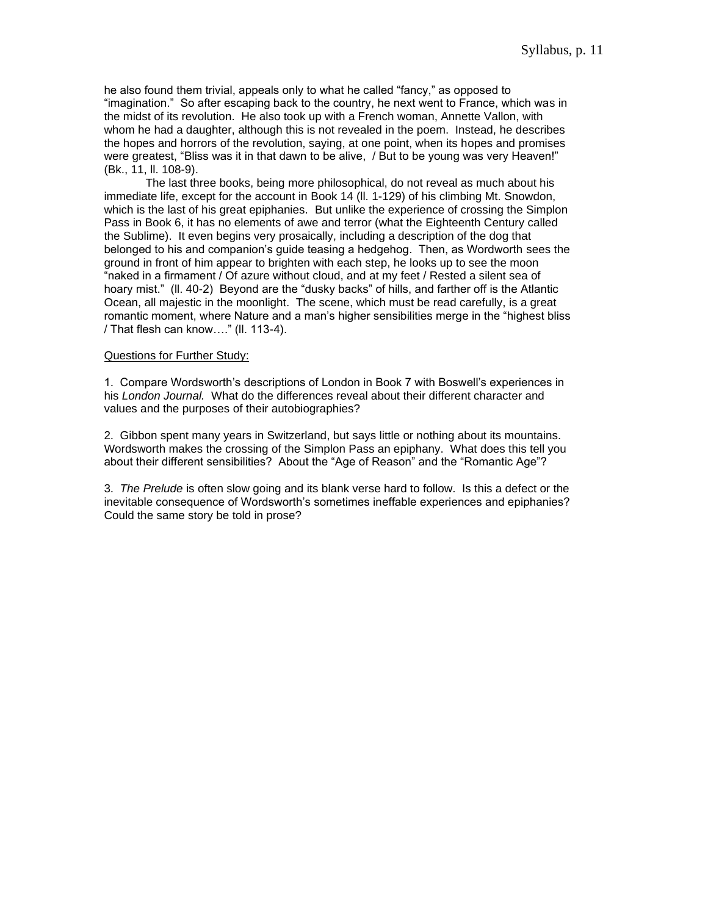he also found them trivial, appeals only to what he called "fancy," as opposed to "imagination." So after escaping back to the country, he next went to France, which was in the midst of its revolution. He also took up with a French woman, Annette Vallon, with whom he had a daughter, although this is not revealed in the poem. Instead, he describes the hopes and horrors of the revolution, saying, at one point, when its hopes and promises were greatest, "Bliss was it in that dawn to be alive, / But to be young was very Heaven!" (Bk., 11, ll. 108-9).

The last three books, being more philosophical, do not reveal as much about his immediate life, except for the account in Book 14 (ll. 1-129) of his climbing Mt. Snowdon, which is the last of his great epiphanies. But unlike the experience of crossing the Simplon Pass in Book 6, it has no elements of awe and terror (what the Eighteenth Century called the Sublime). It even begins very prosaically, including a description of the dog that belonged to his and companion's guide teasing a hedgehog. Then, as Wordworth sees the ground in front of him appear to brighten with each step, he looks up to see the moon "naked in a firmament / Of azure without cloud, and at my feet / Rested a silent sea of hoary mist." (ll. 40-2) Beyond are the "dusky backs" of hills, and farther off is the Atlantic Ocean, all majestic in the moonlight. The scene, which must be read carefully, is a great romantic moment, where Nature and a man's higher sensibilities merge in the "highest bliss / That flesh can know…." (ll. 113-4).

<u>Questions for Further Study:</u>

1. Compare Wordsworth's descriptions of London in Book 7 with Boswell's experiences in his *London Journal.* What do the differences reveal about their different character and values and the purposes of their autobiographies?

2. Gibbon spent many years in Switzerland, but says little or nothing about its mountains. Wordsworth makes the crossing of the Simplon Pass an epiphany. What does this tell you about their different sensibilities? About the "Age of Reason" and the "Romantic Age"?

3. *The Prelude* is often slow going and its blank verse hard to follow. Is this a defect or the inevitable consequence of Wordsworth's sometimes ineffable experiences and epiphanies? Could the same story be told in prose?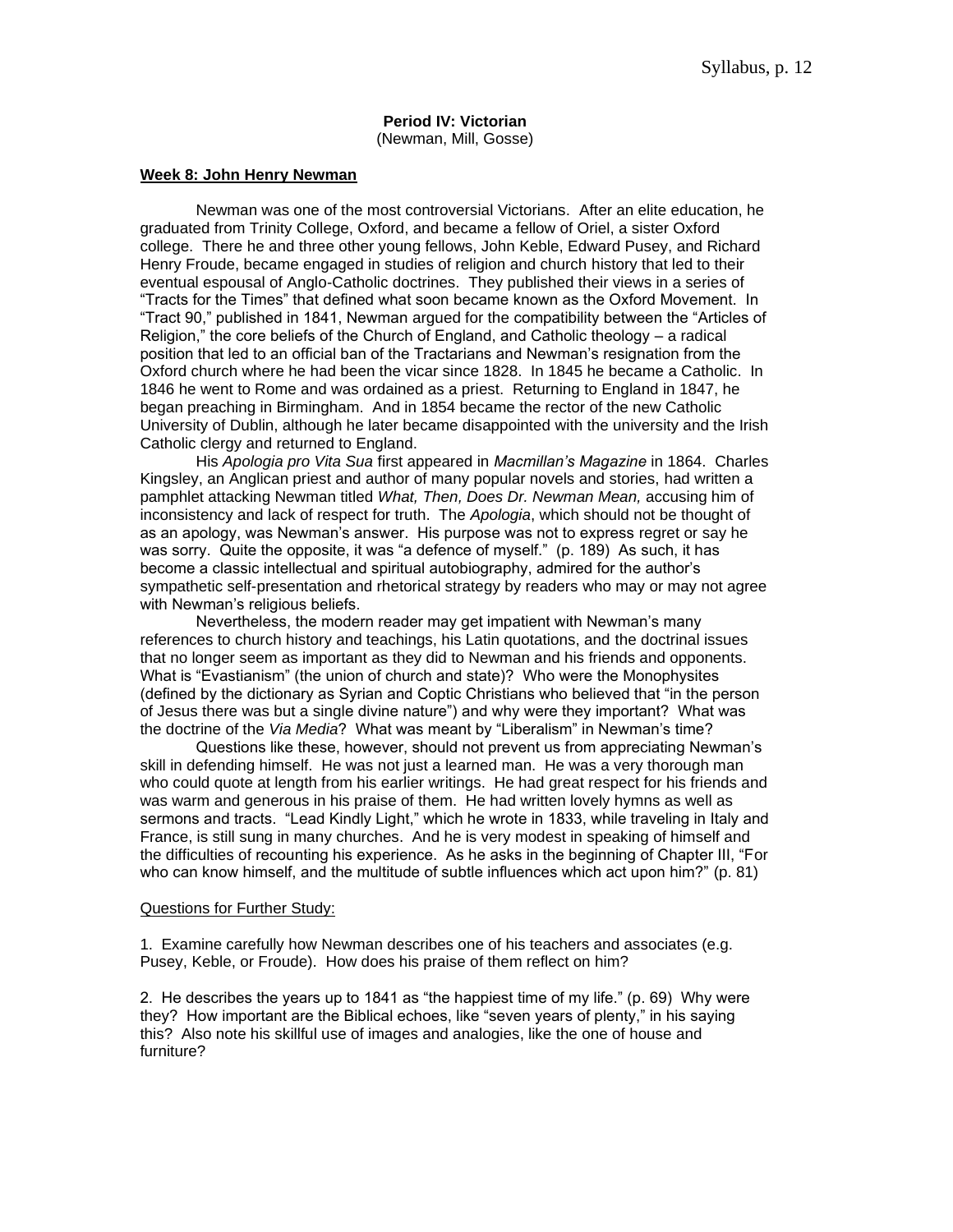**Period IV: Victorian**
(Newman, Mill, Gosse)

**Week 8: John Henry Newman**

Newman was one of the most controversial Victorians. After an elite education, he graduated from Trinity College, Oxford, and became a fellow of Oriel, a sister Oxford college. There he and three other young fellows, John Keble, Edward Pusey, and Richard Henry Froude, became engaged in studies of religion and church history that led to their eventual espousal of Anglo-Catholic doctrines. They published their views in a series of "Tracts for the Times" that defined what soon became known as the Oxford Movement. In "Tract 90," published in 1841, Newman argued for the compatibility between the "Articles of Religion," the core beliefs of the Church of England, and Catholic theology – a radical position that led to an official ban of the Tractarians and Newman's resignation from the Oxford church where he had been the vicar since 1828. In 1845 he became a Catholic. In 1846 he went to Rome and was ordained as a priest. Returning to England in 1847, he began preaching in Birmingham. And in 1854 became the rector of the new Catholic University of Dublin, although he later became disappointed with the university and the Irish Catholic clergy and returned to England.

His *Apologia pro Vita Sua* first appeared in *Macmillan's Magazine* in 1864. Charles Kingsley, an Anglican priest and author of many popular novels and stories, had written a pamphlet attacking Newman titled *What, Then, Does Dr. Newman Mean,* accusing him of inconsistency and lack of respect for truth. The *Apologia*, which should not be thought of as an apology, was Newman's answer. His purpose was not to express regret or say he was sorry. Quite the opposite, it was "a defence of myself." (p. 189) As such, it has become a classic intellectual and spiritual autobiography, admired for the author's sympathetic self-presentation and rhetorical strategy by readers who may or may not agree with Newman's religious beliefs.

Nevertheless, the modern reader may get impatient with Newman's many references to church history and teachings, his Latin quotations, and the doctrinal issues that no longer seem as important as they did to Newman and his friends and opponents. What is "Evastianism" (the union of church and state)? Who were the Monophysites (defined by the dictionary as Syrian and Coptic Christians who believed that "in the person of Jesus there was but a single divine nature") and why were they important? What was the doctrine of the *Via Media*? What was meant by "Liberalism" in Newman's time?

Questions like these, however, should not prevent us from appreciating Newman's skill in defending himself. He was not just a learned man. He was a very thorough man who could quote at length from his earlier writings. He had great respect for his friends and was warm and generous in his praise of them. He had written lovely hymns as well as sermons and tracts. "Lead Kindly Light," which he wrote in 1833, while traveling in Italy and France, is still sung in many churches. And he is very modest in speaking of himself and the difficulties of recounting his experience. As he asks in the beginning of Chapter III, "For who can know himself, and the multitude of subtle influences which act upon him?" (p. 81)

Questions for Further Study:

1. Examine carefully how Newman describes one of his teachers and associates (e.g. Pusey, Keble, or Froude). How does his praise of them reflect on him?

2. He describes the years up to 1841 as "the happiest time of my life." (p. 69) Why were they? How important are the Biblical echoes, like "seven years of plenty," in his saying this? Also note his skillful use of images and analogies, like the one of house and furniture?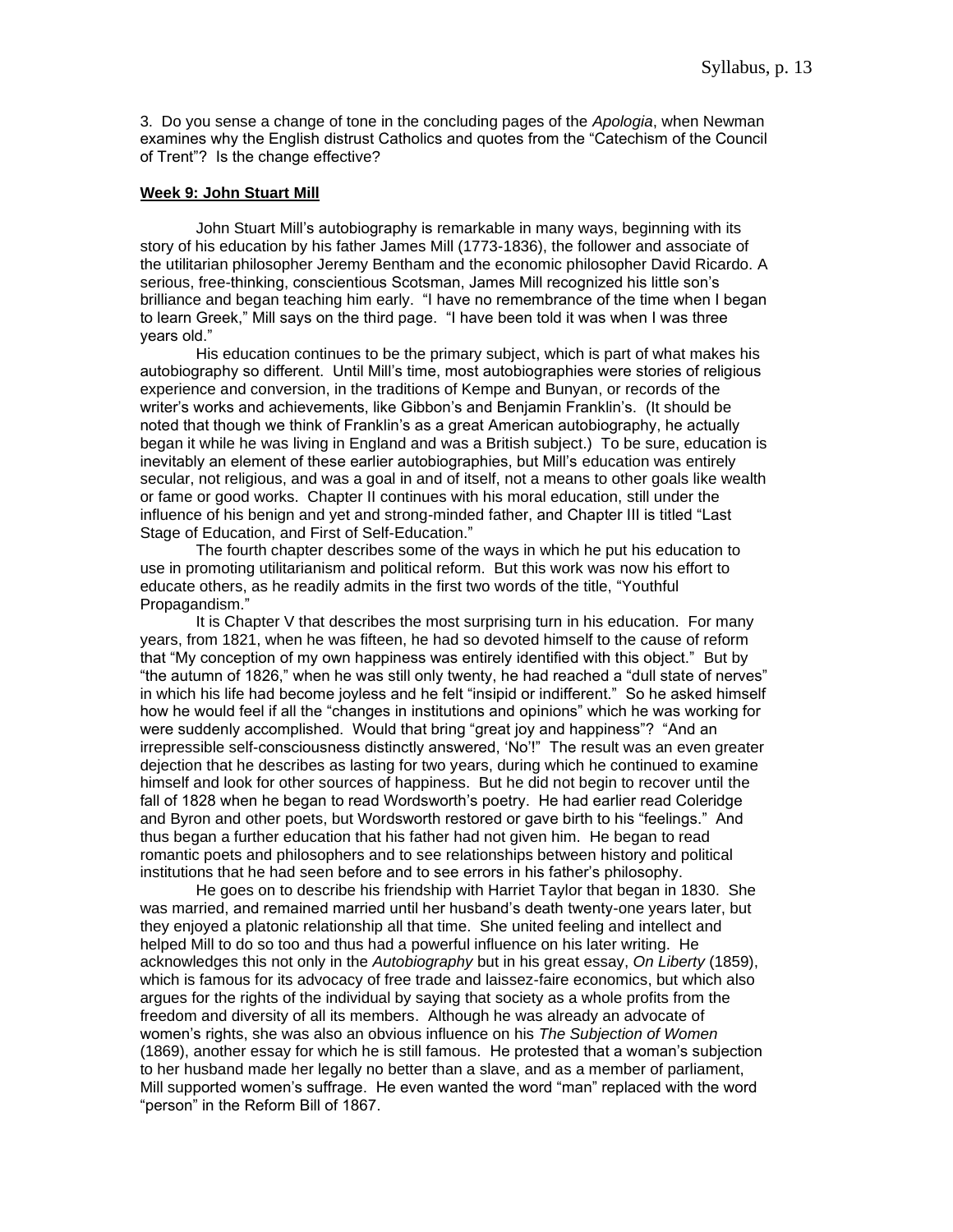3. Do you sense a change of tone in the concluding pages of the *Apologia*, when Newman examines why the English distrust Catholics and quotes from the "Catechism of the Council of Trent"? Is the change effective?

**Week 9: John Stuart Mill**

John Stuart Mill's autobiography is remarkable in many ways, beginning with its story of his education by his father James Mill (1773-1836), the follower and associate of the utilitarian philosopher Jeremy Bentham and the economic philosopher David Ricardo. A serious, free-thinking, conscientious Scotsman, James Mill recognized his little son's brilliance and began teaching him early. "I have no remembrance of the time when I began to learn Greek," Mill says on the third page. "I have been told it was when I was three years old."

His education continues to be the primary subject, which is part of what makes his autobiography so different. Until Mill's time, most autobiographies were stories of religious experience and conversion, in the traditions of Kempe and Bunyan, or records of the writer's works and achievements, like Gibbon's and Benjamin Franklin's. (It should be noted that though we think of Franklin's as a great American autobiography, he actually began it while he was living in England and was a British subject.) To be sure, education is inevitably an element of these earlier autobiographies, but Mill's education was entirely secular, not religious, and was a goal in and of itself, not a means to other goals like wealth or fame or good works. Chapter II continues with his moral education, still under the influence of his benign and yet and strong-minded father, and Chapter III is titled "Last Stage of Education, and First of Self-Education."

The fourth chapter describes some of the ways in which he put his education to use in promoting utilitarianism and political reform. But this work was now his effort to educate others, as he readily admits in the first two words of the title, "Youthful Propagandism."

It is Chapter V that describes the most surprising turn in his education. For many years, from 1821, when he was fifteen, he had so devoted himself to the cause of reform that "My conception of my own happiness was entirely identified with this object." But by "the autumn of 1826," when he was still only twenty, he had reached a "dull state of nerves" in which his life had become joyless and he felt "insipid or indifferent." So he asked himself how he would feel if all the "changes in institutions and opinions" which he was working for were suddenly accomplished. Would that bring "great joy and happiness"? "And an irrepressible self-consciousness distinctly answered, 'No'!" The result was an even greater dejection that he describes as lasting for two years, during which he continued to examine himself and look for other sources of happiness. But he did not begin to recover until the fall of 1828 when he began to read Wordsworth's poetry. He had earlier read Coleridge and Byron and other poets, but Wordsworth restored or gave birth to his "feelings." And thus began a further education that his father had not given him. He began to read romantic poets and philosophers and to see relationships between history and political institutions that he had seen before and to see errors in his father's philosophy.

He goes on to describe his friendship with Harriet Taylor that began in 1830. She was married, and remained married until her husband's death twenty-one years later, but they enjoyed a platonic relationship all that time. She united feeling and intellect and helped Mill to do so too and thus had a powerful influence on his later writing. He acknowledges this not only in the *Autobiography* but in his great essay, *On Liberty* (1859), which is famous for its advocacy of free trade and laissez-faire economics, but which also argues for the rights of the individual by saying that society as a whole profits from the freedom and diversity of all its members. Although he was already an advocate of women's rights, she was also an obvious influence on his *The Subjection of Women* (1869), another essay for which he is still famous. He protested that a woman's subjection to her husband made her legally no better than a slave, and as a member of parliament, Mill supported women's suffrage. He even wanted the word "man" replaced with the word "person" in the Reform Bill of 1867.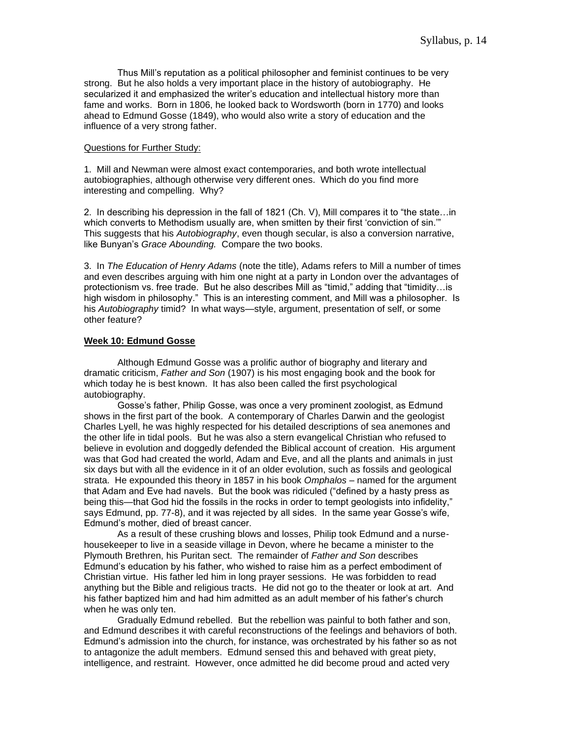Thus Mill's reputation as a political philosopher and feminist continues to be very strong. But he also holds a very important place in the history of autobiography. He secularized it and emphasized the writer's education and intellectual history more than fame and works. Born in 1806, he looked back to Wordsworth (born in 1770) and looks ahead to Edmund Gosse (1849), who would also write a story of education and the influence of a very strong father.

Questions for Further Study:

1. Mill and Newman were almost exact contemporaries, and both wrote intellectual autobiographies, although otherwise very different ones. Which do you find more interesting and compelling. Why?

2. In describing his depression in the fall of 1821 (Ch. V), Mill compares it to "the state…in which converts to Methodism usually are, when smitten by their first 'conviction of sin.'" This suggests that his *Autobiography*, even though secular, is also a conversion narrative, like Bunyan's *Grace Abounding.* Compare the two books.

3. In *The Education of Henry Adams* (note the title), Adams refers to Mill a number of times and even describes arguing with him one night at a party in London over the advantages of protectionism vs. free trade. But he also describes Mill as "timid," adding that "timidity…is high wisdom in philosophy." This is an interesting comment, and Mill was a philosopher. Is his *Autobiography* timid? In what ways—style, argument, presentation of self, or some other feature?

## Week 10: Edmund Gosse

Although Edmund Gosse was a prolific author of biography and literary and dramatic criticism, *Father and Son* (1907) is his most engaging book and the book for which today he is best known. It has also been called the first psychological autobiography.

Gosse's father, Philip Gosse, was once a very prominent zoologist, as Edmund shows in the first part of the book. A contemporary of Charles Darwin and the geologist Charles Lyell, he was highly respected for his detailed descriptions of sea anemones and the other life in tidal pools. But he was also a stern evangelical Christian who refused to believe in evolution and doggedly defended the Biblical account of creation. His argument was that God had created the world, Adam and Eve, and all the plants and animals in just six days but with all the evidence in it of an older evolution, such as fossils and geological strata. He expounded this theory in 1857 in his book *Omphalos* – named for the argument that Adam and Eve had navels. But the book was ridiculed ("defined by a hasty press as being this—that God hid the fossils in the rocks in order to tempt geologists into infidelity," says Edmund, pp. 77-8), and it was rejected by all sides. In the same year Gosse's wife, Edmund's mother, died of breast cancer.

As a result of these crushing blows and losses, Philip took Edmund and a nurse-housekeeper to live in a seaside village in Devon, where he became a minister to the Plymouth Brethren, his Puritan sect. The remainder of *Father and Son* describes Edmund's education by his father, who wished to raise him as a perfect embodiment of Christian virtue. His father led him in long prayer sessions. He was forbidden to read anything but the Bible and religious tracts. He did not go to the theater or look at art. And his father baptized him and had him admitted as an adult member of his father's church when he was only ten.

Gradually Edmund rebelled. But the rebellion was painful to both father and son, and Edmund describes it with careful reconstructions of the feelings and behaviors of both. Edmund's admission into the church, for instance, was orchestrated by his father so as not to antagonize the adult members. Edmund sensed this and behaved with great piety, intelligence, and restraint. However, once admitted he did become proud and acted very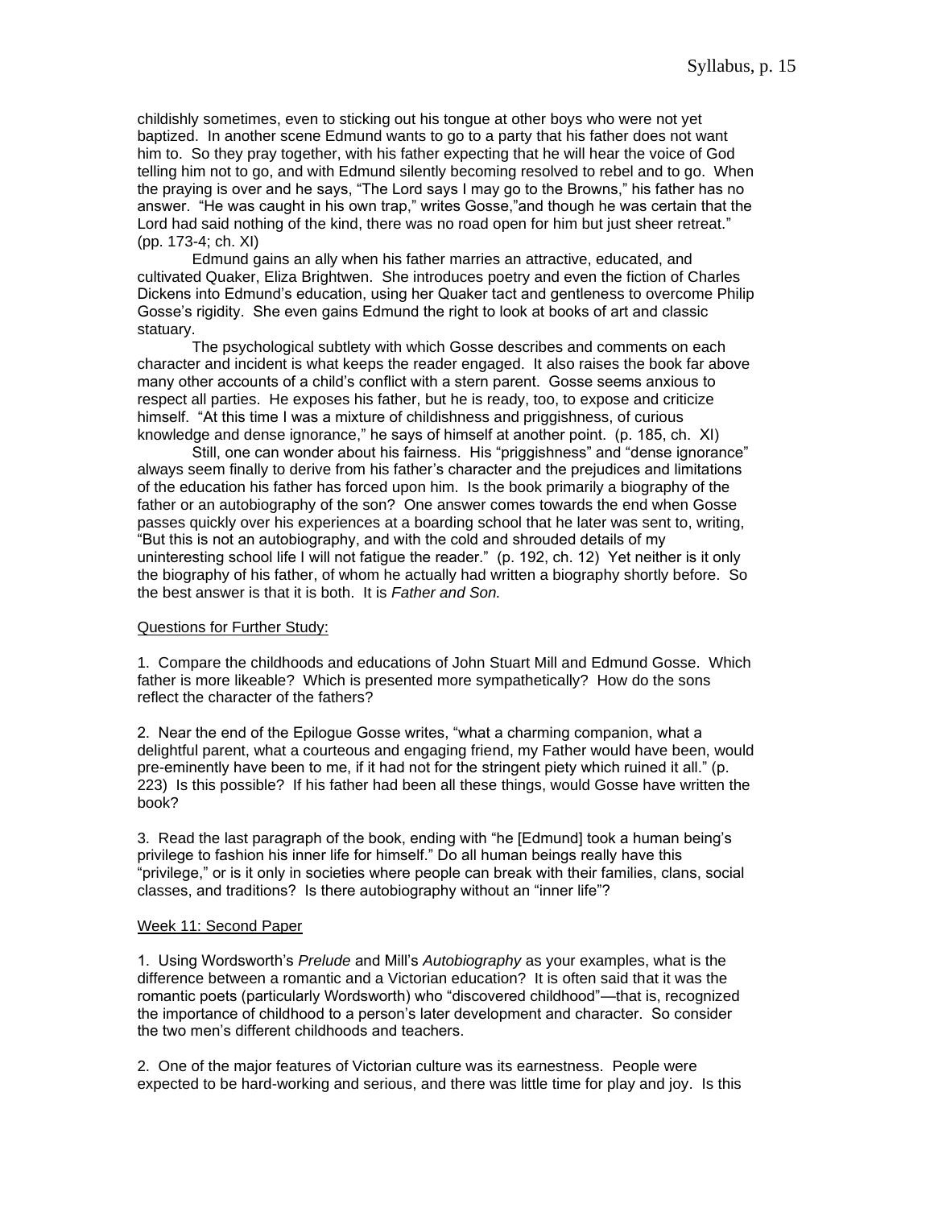childishly sometimes, even to sticking out his tongue at other boys who were not yet baptized. In another scene Edmund wants to go to a party that his father does not want him to. So they pray together, with his father expecting that he will hear the voice of God telling him not to go, and with Edmund silently becoming resolved to rebel and to go. When the praying is over and he says, "The Lord says I may go to the Browns," his father has no answer. "He was caught in his own trap," writes Gosse,"and though he was certain that the Lord had said nothing of the kind, there was no road open for him but just sheer retreat." (pp. 173-4; ch. XI)

Edmund gains an ally when his father marries an attractive, educated, and cultivated Quaker, Eliza Brightwen. She introduces poetry and even the fiction of Charles Dickens into Edmund's education, using her Quaker tact and gentleness to overcome Philip Gosse's rigidity. She even gains Edmund the right to look at books of art and classic statuary.

The psychological subtlety with which Gosse describes and comments on each character and incident is what keeps the reader engaged. It also raises the book far above many other accounts of a child's conflict with a stern parent. Gosse seems anxious to respect all parties. He exposes his father, but he is ready, too, to expose and criticize himself. "At this time I was a mixture of childishness and priggishness, of curious knowledge and dense ignorance," he says of himself at another point. (p. 185, ch. XI)

Still, one can wonder about his fairness. His "priggishness" and "dense ignorance" always seem finally to derive from his father's character and the prejudices and limitations of the education his father has forced upon him. Is the book primarily a biography of the father or an autobiography of the son? One answer comes towards the end when Gosse passes quickly over his experiences at a boarding school that he later was sent to, writing, "But this is not an autobiography, and with the cold and shrouded details of my uninteresting school life I will not fatigue the reader." (p. 192, ch. 12) Yet neither is it only the biography of his father, of whom he actually had written a biography shortly before. So the best answer is that it is both. It is *Father and Son.*

<u>Questions for Further Study:</u>

1. Compare the childhoods and educations of John Stuart Mill and Edmund Gosse. Which father is more likeable? Which is presented more sympathetically? How do the sons reflect the character of the fathers?

2. Near the end of the Epilogue Gosse writes, "what a charming companion, what a delightful parent, what a courteous and engaging friend, my Father would have been, would pre-eminently have been to me, if it had not for the stringent piety which ruined it all." (p. 223) Is this possible? If his father had been all these things, would Gosse have written the book?

3. Read the last paragraph of the book, ending with "he [Edmund] took a human being's privilege to fashion his inner life for himself." Do all human beings really have this "privilege," or is it only in societies where people can break with their families, clans, social classes, and traditions? Is there autobiography without an "inner life"?

<u>Week 11: Second Paper</u>

1. Using Wordsworth's *Prelude* and Mill's *Autobiography* as your examples, what is the difference between a romantic and a Victorian education? It is often said that it was the romantic poets (particularly Wordsworth) who "discovered childhood"—that is, recognized the importance of childhood to a person's later development and character. So consider the two men's different childhoods and teachers.

2. One of the major features of Victorian culture was its earnestness. People were expected to be hard-working and serious, and there was little time for play and joy. Is this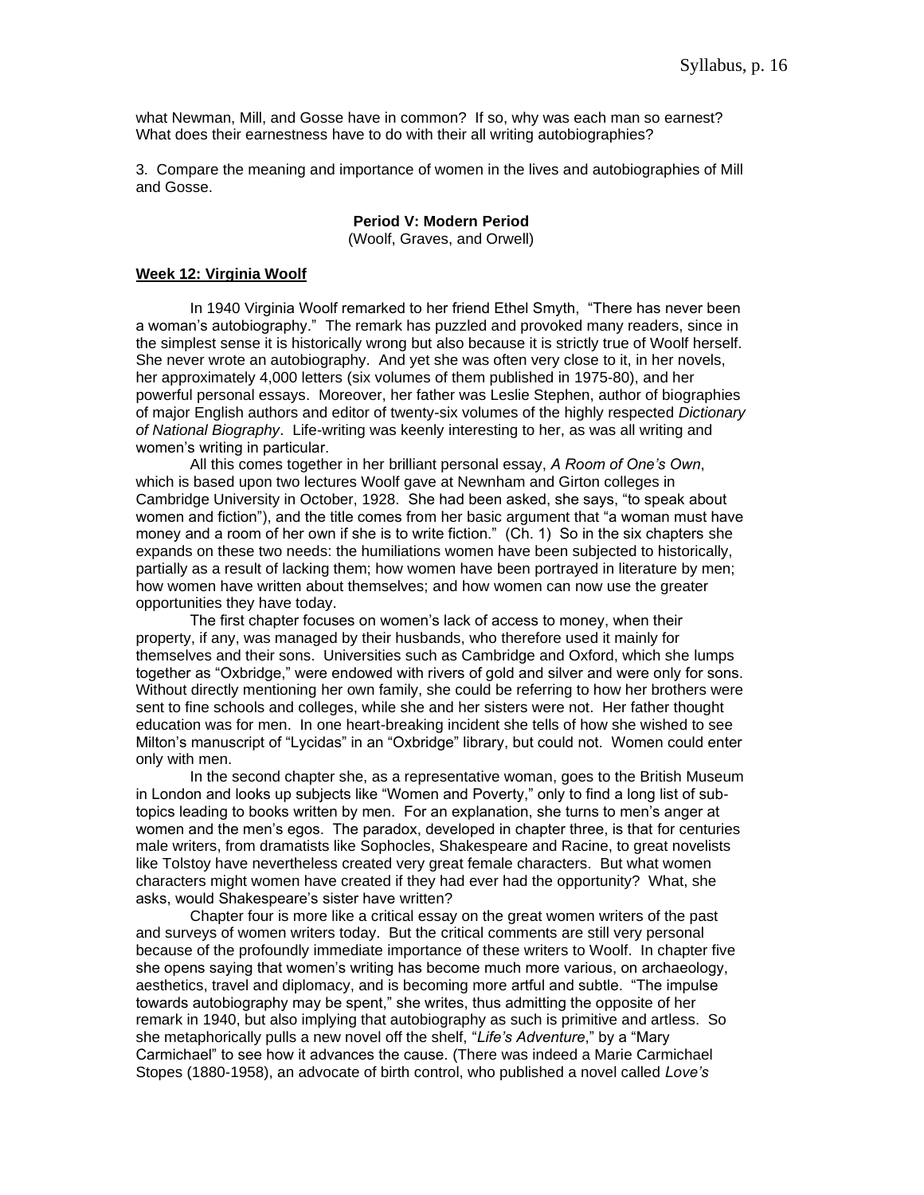what Newman, Mill, and Gosse have in common? If so, why was each man so earnest? What does their earnestness have to do with their all writing autobiographies?

3. Compare the meaning and importance of women in the lives and autobiographies of Mill and Gosse.

**Period V: Modern Period**
(Woolf, Graves, and Orwell)

**Week 12: Virginia Woolf**

In 1940 Virginia Woolf remarked to her friend Ethel Smyth, "There has never been a woman's autobiography." The remark has puzzled and provoked many readers, since in the simplest sense it is historically wrong but also because it is strictly true of Woolf herself. She never wrote an autobiography. And yet she was often very close to it, in her novels, her approximately 4,000 letters (six volumes of them published in 1975-80), and her powerful personal essays. Moreover, her father was Leslie Stephen, author of biographies of major English authors and editor of twenty-six volumes of the highly respected *Dictionary of National Biography*. Life-writing was keenly interesting to her, as was all writing and women's writing in particular.

All this comes together in her brilliant personal essay, *A Room of One's Own*, which is based upon two lectures Woolf gave at Newnham and Girton colleges in Cambridge University in October, 1928. She had been asked, she says, "to speak about women and fiction"), and the title comes from her basic argument that "a woman must have money and a room of her own if she is to write fiction." (Ch. 1) So in the six chapters she expands on these two needs: the humiliations women have been subjected to historically, partially as a result of lacking them; how women have been portrayed in literature by men; how women have written about themselves; and how women can now use the greater opportunities they have today.

The first chapter focuses on women's lack of access to money, when their property, if any, was managed by their husbands, who therefore used it mainly for themselves and their sons. Universities such as Cambridge and Oxford, which she lumps together as "Oxbridge," were endowed with rivers of gold and silver and were only for sons. Without directly mentioning her own family, she could be referring to how her brothers were sent to fine schools and colleges, while she and her sisters were not. Her father thought education was for men. In one heart-breaking incident she tells of how she wished to see Milton's manuscript of "Lycidas" in an "Oxbridge" library, but could not. Women could enter only with men.

In the second chapter she, as a representative woman, goes to the British Museum in London and looks up subjects like "Women and Poverty," only to find a long list of sub-topics leading to books written by men. For an explanation, she turns to men's anger at women and the men's egos. The paradox, developed in chapter three, is that for centuries male writers, from dramatists like Sophocles, Shakespeare and Racine, to great novelists like Tolstoy have nevertheless created very great female characters. But what women characters might women have created if they had ever had the opportunity? What, she asks, would Shakespeare's sister have written?

Chapter four is more like a critical essay on the great women writers of the past and surveys of women writers today. But the critical comments are still very personal because of the profoundly immediate importance of these writers to Woolf. In chapter five she opens saying that women's writing has become much more various, on archaeology, aesthetics, travel and diplomacy, and is becoming more artful and subtle. "The impulse towards autobiography may be spent," she writes, thus admitting the opposite of her remark in 1940, but also implying that autobiography as such is primitive and artless. So she metaphorically pulls a new novel off the shelf, "*Life's Adventure*," by a "Mary Carmichael" to see how it advances the cause. (There was indeed a Marie Carmichael Stopes (1880-1958), an advocate of birth control, who published a novel called *Love's*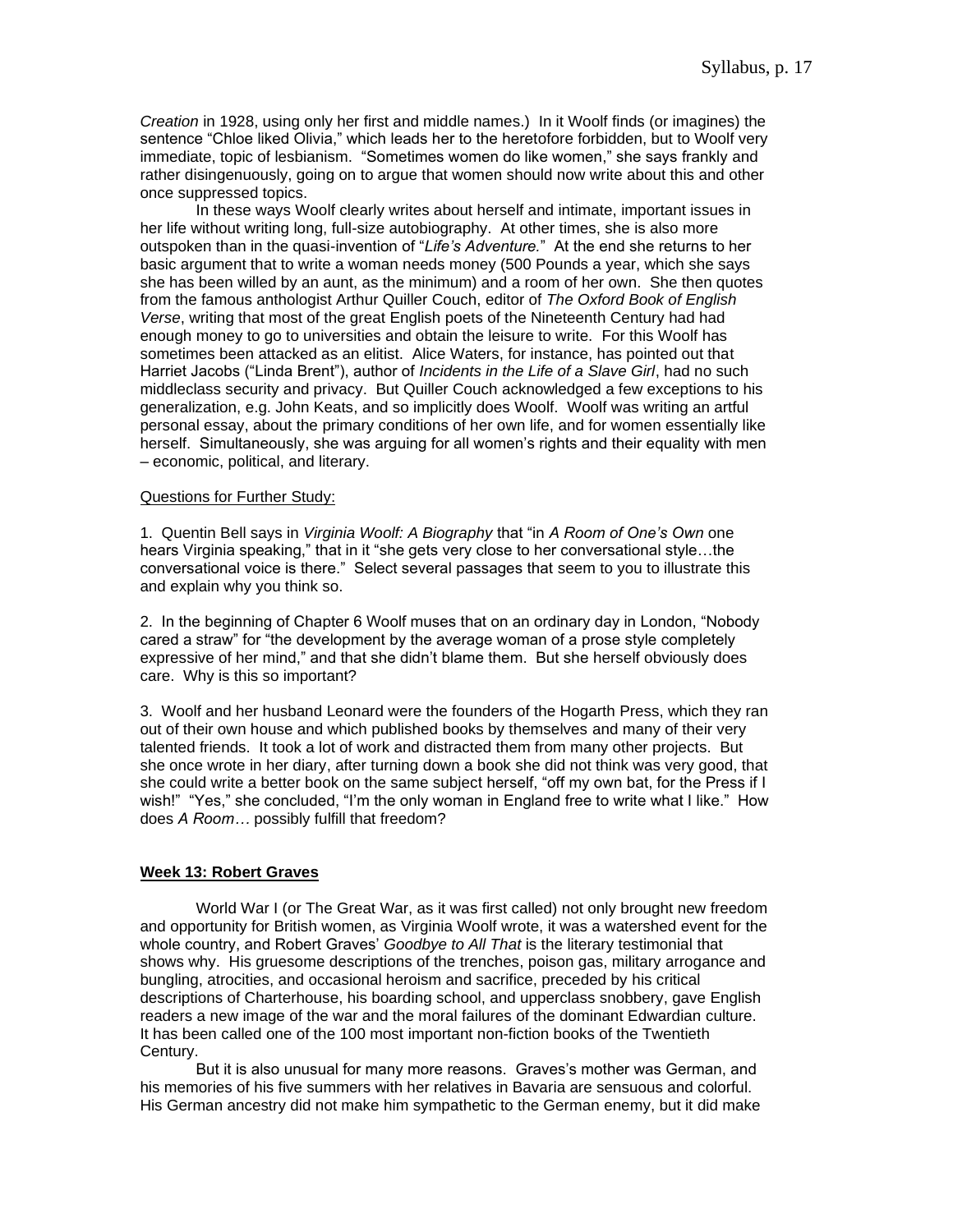*Creation* in 1928, using only her first and middle names.) In it Woolf finds (or imagines) the sentence "Chloe liked Olivia," which leads her to the heretofore forbidden, but to Woolf very immediate, topic of lesbianism. "Sometimes women do like women," she says frankly and rather disingenuously, going on to argue that women should now write about this and other once suppressed topics.

In these ways Woolf clearly writes about herself and intimate, important issues in her life without writing long, full-size autobiography. At other times, she is also more outspoken than in the quasi-invention of "*Life's Adventure.*" At the end she returns to her basic argument that to write a woman needs money (500 Pounds a year, which she says she has been willed by an aunt, as the minimum) and a room of her own. She then quotes from the famous anthologist Arthur Quiller Couch, editor of *The Oxford Book of English Verse*, writing that most of the great English poets of the Nineteenth Century had had enough money to go to universities and obtain the leisure to write. For this Woolf has sometimes been attacked as an elitist. Alice Waters, for instance, has pointed out that Harriet Jacobs ("Linda Brent"), author of *Incidents in the Life of a Slave Girl*, had no such middleclass security and privacy. But Quiller Couch acknowledged a few exceptions to his generalization, e.g. John Keats, and so implicitly does Woolf. Woolf was writing an artful personal essay, about the primary conditions of her own life, and for women essentially like herself. Simultaneously, she was arguing for all women's rights and their equality with men – economic, political, and literary.

<u>Questions for Further Study:</u>

1. Quentin Bell says in *Virginia Woolf: A Biography* that "in *A Room of One's Own* one hears Virginia speaking," that in it "she gets very close to her conversational style…the conversational voice is there." Select several passages that seem to you to illustrate this and explain why you think so.

2. In the beginning of Chapter 6 Woolf muses that on an ordinary day in London, "Nobody cared a straw" for "the development by the average woman of a prose style completely expressive of her mind," and that she didn't blame them. But she herself obviously does care. Why is this so important?

3. Woolf and her husband Leonard were the founders of the Hogarth Press, which they ran out of their own house and which published books by themselves and many of their very talented friends. It took a lot of work and distracted them from many other projects. But she once wrote in her diary, after turning down a book she did not think was very good, that she could write a better book on the same subject herself, "off my own bat, for the Press if I wish!" "Yes," she concluded, "I'm the only woman in England free to write what I like." How does *A Room…* possibly fulfill that freedom?

## <u>Week 13: Robert Graves</u>

World War I (or The Great War, as it was first called) not only brought new freedom and opportunity for British women, as Virginia Woolf wrote, it was a watershed event for the whole country, and Robert Graves' *Goodbye to All That* is the literary testimonial that shows why. His gruesome descriptions of the trenches, poison gas, military arrogance and bungling, atrocities, and occasional heroism and sacrifice, preceded by his critical descriptions of Charterhouse, his boarding school, and upperclass snobbery, gave English readers a new image of the war and the moral failures of the dominant Edwardian culture. It has been called one of the 100 most important non-fiction books of the Twentieth Century.

But it is also unusual for many more reasons. Graves's mother was German, and his memories of his five summers with her relatives in Bavaria are sensuous and colorful. His German ancestry did not make him sympathetic to the German enemy, but it did make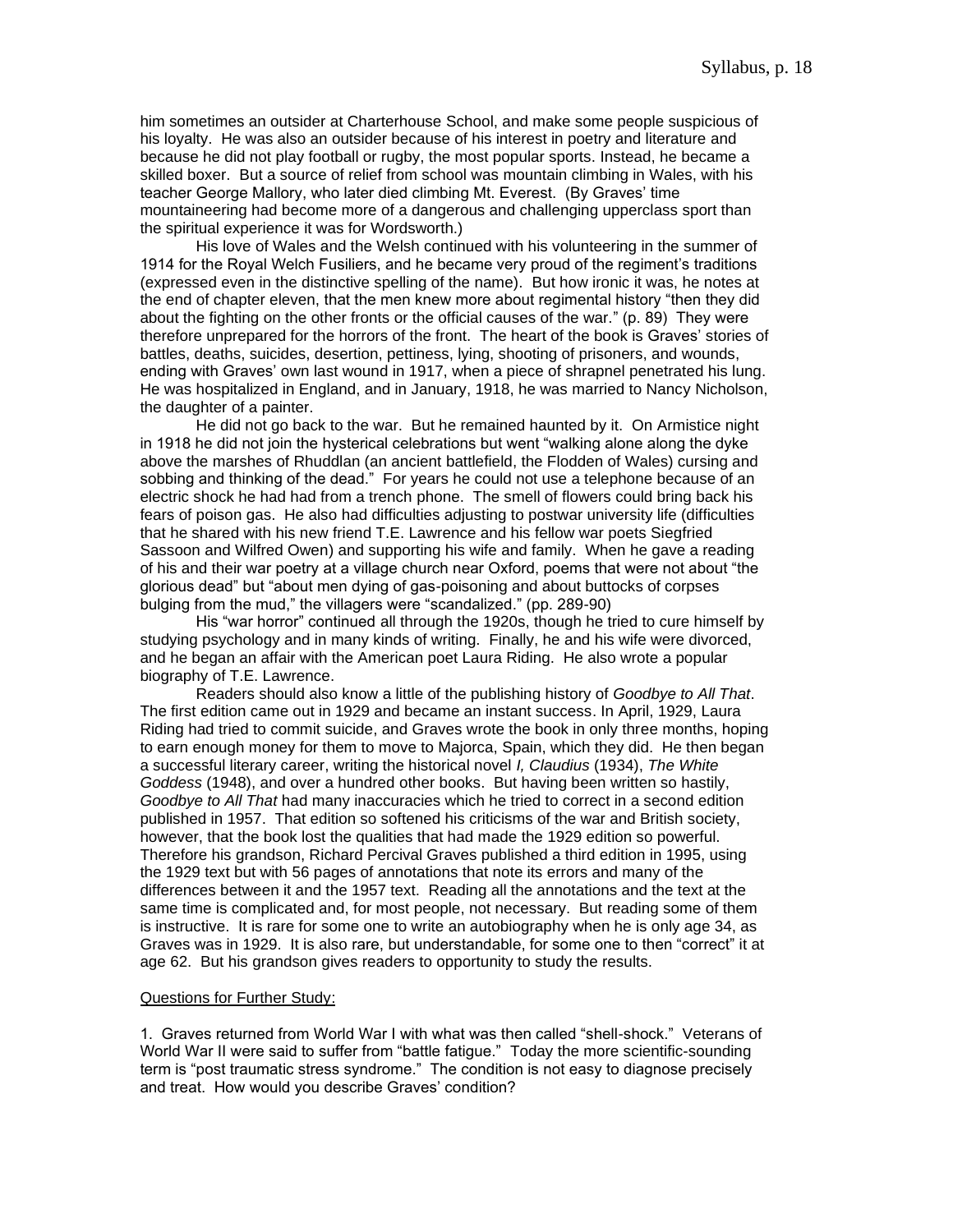him sometimes an outsider at Charterhouse School, and make some people suspicious of his loyalty. He was also an outsider because of his interest in poetry and literature and because he did not play football or rugby, the most popular sports. Instead, he became a skilled boxer. But a source of relief from school was mountain climbing in Wales, with his teacher George Mallory, who later died climbing Mt. Everest. (By Graves' time mountaineering had become more of a dangerous and challenging upperclass sport than the spiritual experience it was for Wordsworth.)

His love of Wales and the Welsh continued with his volunteering in the summer of 1914 for the Royal Welch Fusiliers, and he became very proud of the regiment's traditions (expressed even in the distinctive spelling of the name). But how ironic it was, he notes at the end of chapter eleven, that the men knew more about regimental history "then they did about the fighting on the other fronts or the official causes of the war." (p. 89) They were therefore unprepared for the horrors of the front. The heart of the book is Graves' stories of battles, deaths, suicides, desertion, pettiness, lying, shooting of prisoners, and wounds, ending with Graves' own last wound in 1917, when a piece of shrapnel penetrated his lung. He was hospitalized in England, and in January, 1918, he was married to Nancy Nicholson, the daughter of a painter.

He did not go back to the war. But he remained haunted by it. On Armistice night in 1918 he did not join the hysterical celebrations but went "walking alone along the dyke above the marshes of Rhuddlan (an ancient battlefield, the Flodden of Wales) cursing and sobbing and thinking of the dead." For years he could not use a telephone because of an electric shock he had had from a trench phone. The smell of flowers could bring back his fears of poison gas. He also had difficulties adjusting to postwar university life (difficulties that he shared with his new friend T.E. Lawrence and his fellow war poets Siegfried Sassoon and Wilfred Owen) and supporting his wife and family. When he gave a reading of his and their war poetry at a village church near Oxford, poems that were not about "the glorious dead" but "about men dying of gas-poisoning and about buttocks of corpses bulging from the mud," the villagers were "scandalized." (pp. 289-90)

His "war horror" continued all through the 1920s, though he tried to cure himself by studying psychology and in many kinds of writing. Finally, he and his wife were divorced, and he began an affair with the American poet Laura Riding. He also wrote a popular biography of T.E. Lawrence.

Readers should also know a little of the publishing history of *Goodbye to All That*. The first edition came out in 1929 and became an instant success. In April, 1929, Laura Riding had tried to commit suicide, and Graves wrote the book in only three months, hoping to earn enough money for them to move to Majorca, Spain, which they did. He then began a successful literary career, writing the historical novel *I, Claudius* (1934), *The White Goddess* (1948), and over a hundred other books. But having been written so hastily, *Goodbye to All That* had many inaccuracies which he tried to correct in a second edition published in 1957. That edition so softened his criticisms of the war and British society, however, that the book lost the qualities that had made the 1929 edition so powerful. Therefore his grandson, Richard Percival Graves published a third edition in 1995, using the 1929 text but with 56 pages of annotations that note its errors and many of the differences between it and the 1957 text. Reading all the annotations and the text at the same time is complicated and, for most people, not necessary. But reading some of them is instructive. It is rare for some one to write an autobiography when he is only age 34, as Graves was in 1929. It is also rare, but understandable, for some one to then "correct" it at age 62. But his grandson gives readers to opportunity to study the results.

<u>Questions for Further Study:</u>

1. Graves returned from World War I with what was then called "shell-shock." Veterans of World War II were said to suffer from "battle fatigue." Today the more scientific-sounding term is "post traumatic stress syndrome." The condition is not easy to diagnose precisely and treat. How would you describe Graves' condition?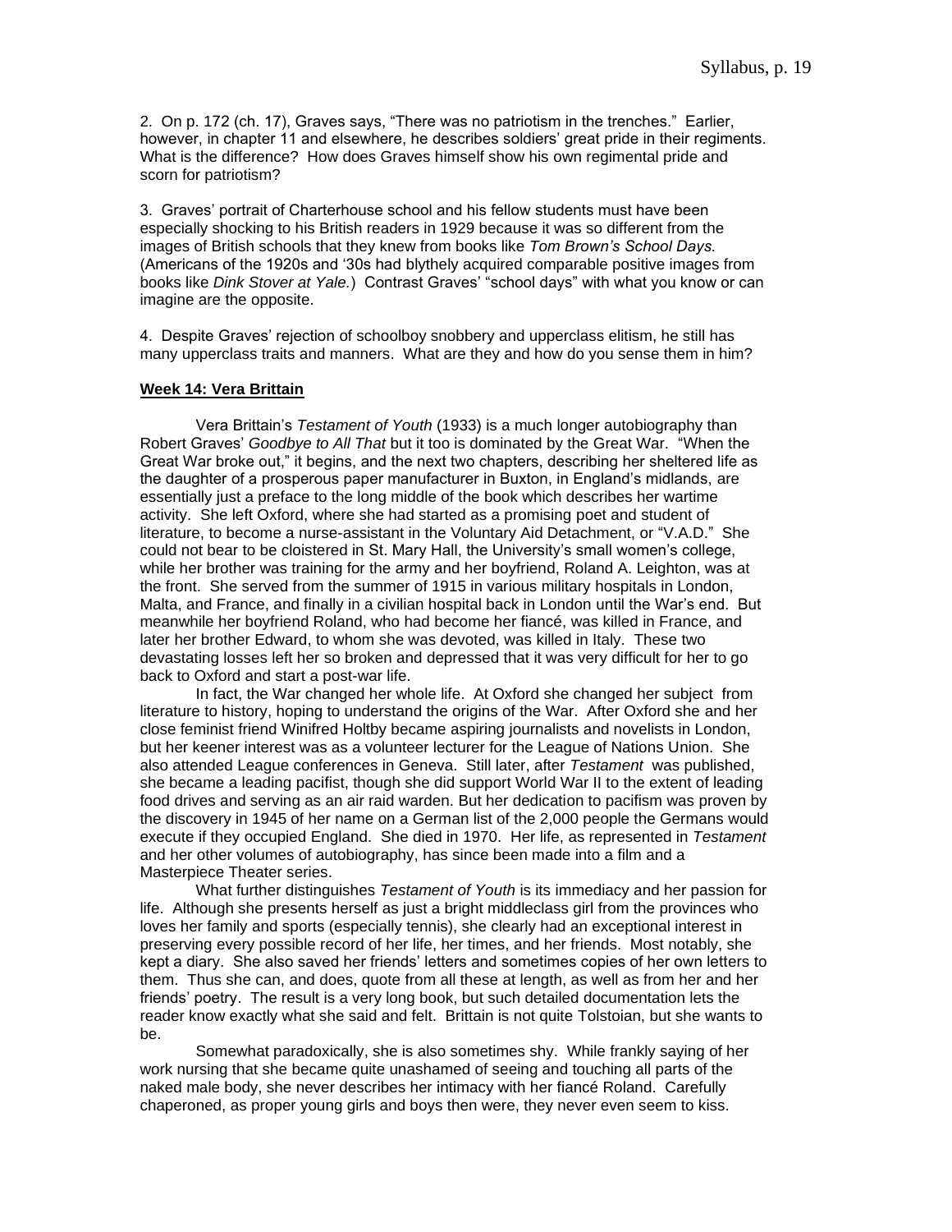2. On p. 172 (ch. 17), Graves says, "There was no patriotism in the trenches." Earlier, however, in chapter 11 and elsewhere, he describes soldiers' great pride in their regiments. What is the difference? How does Graves himself show his own regimental pride and scorn for patriotism?

3. Graves' portrait of Charterhouse school and his fellow students must have been especially shocking to his British readers in 1929 because it was so different from the images of British schools that they knew from books like *Tom Brown's School Days.* (Americans of the 1920s and '30s had blythely acquired comparable positive images from books like *Dink Stover at Yale.*) Contrast Graves' "school days" with what you know or can imagine are the opposite.

4. Despite Graves' rejection of schoolboy snobbery and upperclass elitism, he still has many upperclass traits and manners. What are they and how do you sense them in him?

**Week 14: Vera Brittain**

Vera Brittain's *Testament of Youth* (1933) is a much longer autobiography than Robert Graves' *Goodbye to All That* but it too is dominated by the Great War. "When the Great War broke out," it begins, and the next two chapters, describing her sheltered life as the daughter of a prosperous paper manufacturer in Buxton, in England's midlands, are essentially just a preface to the long middle of the book which describes her wartime activity. She left Oxford, where she had started as a promising poet and student of literature, to become a nurse-assistant in the Voluntary Aid Detachment, or "V.A.D." She could not bear to be cloistered in St. Mary Hall, the University's small women's college, while her brother was training for the army and her boyfriend, Roland A. Leighton, was at the front. She served from the summer of 1915 in various military hospitals in London, Malta, and France, and finally in a civilian hospital back in London until the War's end. But meanwhile her boyfriend Roland, who had become her fiancé, was killed in France, and later her brother Edward, to whom she was devoted, was killed in Italy. These two devastating losses left her so broken and depressed that it was very difficult for her to go back to Oxford and start a post-war life.

In fact, the War changed her whole life. At Oxford she changed her subject from literature to history, hoping to understand the origins of the War. After Oxford she and her close feminist friend Winifred Holtby became aspiring journalists and novelists in London, but her keener interest was as a volunteer lecturer for the League of Nations Union. She also attended League conferences in Geneva. Still later, after *Testament* was published, she became a leading pacifist, though she did support World War II to the extent of leading food drives and serving as an air raid warden. But her dedication to pacifism was proven by the discovery in 1945 of her name on a German list of the 2,000 people the Germans would execute if they occupied England. She died in 1970. Her life, as represented in *Testament* and her other volumes of autobiography, has since been made into a film and a Masterpiece Theater series.

What further distinguishes *Testament of Youth* is its immediacy and her passion for life. Although she presents herself as just a bright middleclass girl from the provinces who loves her family and sports (especially tennis), she clearly had an exceptional interest in preserving every possible record of her life, her times, and her friends. Most notably, she kept a diary. She also saved her friends' letters and sometimes copies of her own letters to them. Thus she can, and does, quote from all these at length, as well as from her and her friends' poetry. The result is a very long book, but such detailed documentation lets the reader know exactly what she said and felt. Brittain is not quite Tolstoian, but she wants to be.

Somewhat paradoxically, she is also sometimes shy. While frankly saying of her work nursing that she became quite unashamed of seeing and touching all parts of the naked male body, she never describes her intimacy with her fiancé Roland. Carefully chaperoned, as proper young girls and boys then were, they never even seem to kiss.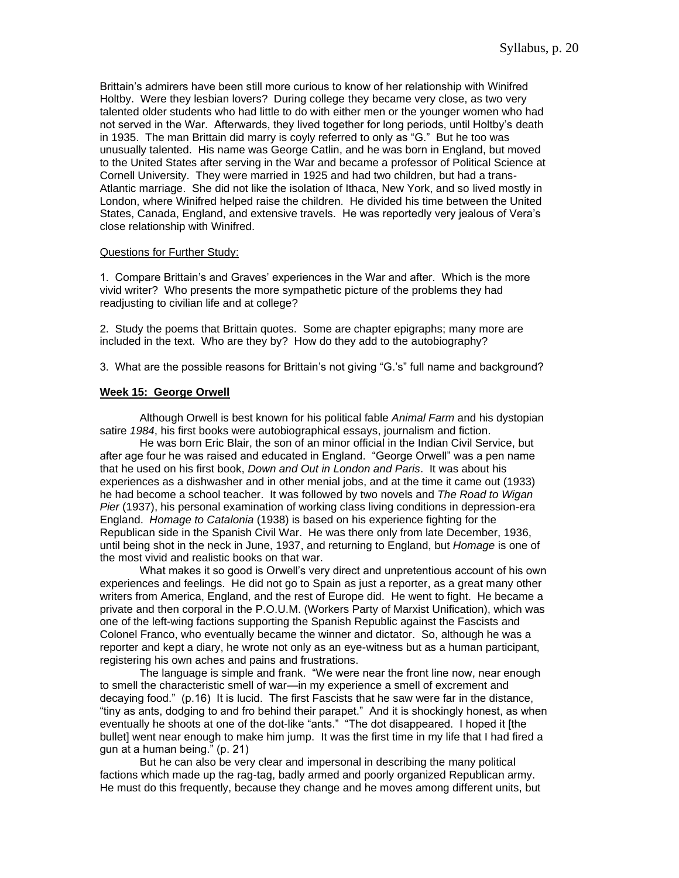Brittain's admirers have been still more curious to know of her relationship with Winifred Holtby. Were they lesbian lovers? During college they became very close, as two very talented older students who had little to do with either men or the younger women who had not served in the War. Afterwards, they lived together for long periods, until Holtby's death in 1935. The man Brittain did marry is coyly referred to only as "G." But he too was unusually talented. His name was George Catlin, and he was born in England, but moved to the United States after serving in the War and became a professor of Political Science at Cornell University. They were married in 1925 and had two children, but had a trans-Atlantic marriage. She did not like the isolation of Ithaca, New York, and so lived mostly in London, where Winifred helped raise the children. He divided his time between the United States, Canada, England, and extensive travels. He was reportedly very jealous of Vera's close relationship with Winifred.

Questions for Further Study:

1. Compare Brittain's and Graves' experiences in the War and after. Which is the more vivid writer? Who presents the more sympathetic picture of the problems they had readjusting to civilian life and at college?

2. Study the poems that Brittain quotes. Some are chapter epigraphs; many more are included in the text. Who are they by? How do they add to the autobiography?

3. What are the possible reasons for Brittain's not giving "G.'s" full name and background?

**Week 15: George Orwell**

Although Orwell is best known for his political fable *Animal Farm* and his dystopian satire *1984*, his first books were autobiographical essays, journalism and fiction.

He was born Eric Blair, the son of an minor official in the Indian Civil Service, but after age four he was raised and educated in England. "George Orwell" was a pen name that he used on his first book, *Down and Out in London and Paris*. It was about his experiences as a dishwasher and in other menial jobs, and at the time it came out (1933) he had become a school teacher. It was followed by two novels and *The Road to Wigan Pier* (1937), his personal examination of working class living conditions in depression-era England. *Homage to Catalonia* (1938) is based on his experience fighting for the Republican side in the Spanish Civil War. He was there only from late December, 1936, until being shot in the neck in June, 1937, and returning to England, but *Homage* is one of the most vivid and realistic books on that war.

What makes it so good is Orwell's very direct and unpretentious account of his own experiences and feelings. He did not go to Spain as just a reporter, as a great many other writers from America, England, and the rest of Europe did. He went to fight. He became a private and then corporal in the P.O.U.M. (Workers Party of Marxist Unification), which was one of the left-wing factions supporting the Spanish Republic against the Fascists and Colonel Franco, who eventually became the winner and dictator. So, although he was a reporter and kept a diary, he wrote not only as an eye-witness but as a human participant, registering his own aches and pains and frustrations.

The language is simple and frank. "We were near the front line now, near enough to smell the characteristic smell of war—in my experience a smell of excrement and decaying food." (p.16) It is lucid. The first Fascists that he saw were far in the distance, "tiny as ants, dodging to and fro behind their parapet." And it is shockingly honest, as when eventually he shoots at one of the dot-like "ants." "The dot disappeared. I hoped it [the bullet] went near enough to make him jump. It was the first time in my life that I had fired a gun at a human being." (p. 21)

But he can also be very clear and impersonal in describing the many political factions which made up the rag-tag, badly armed and poorly organized Republican army. He must do this frequently, because they change and he moves among different units, but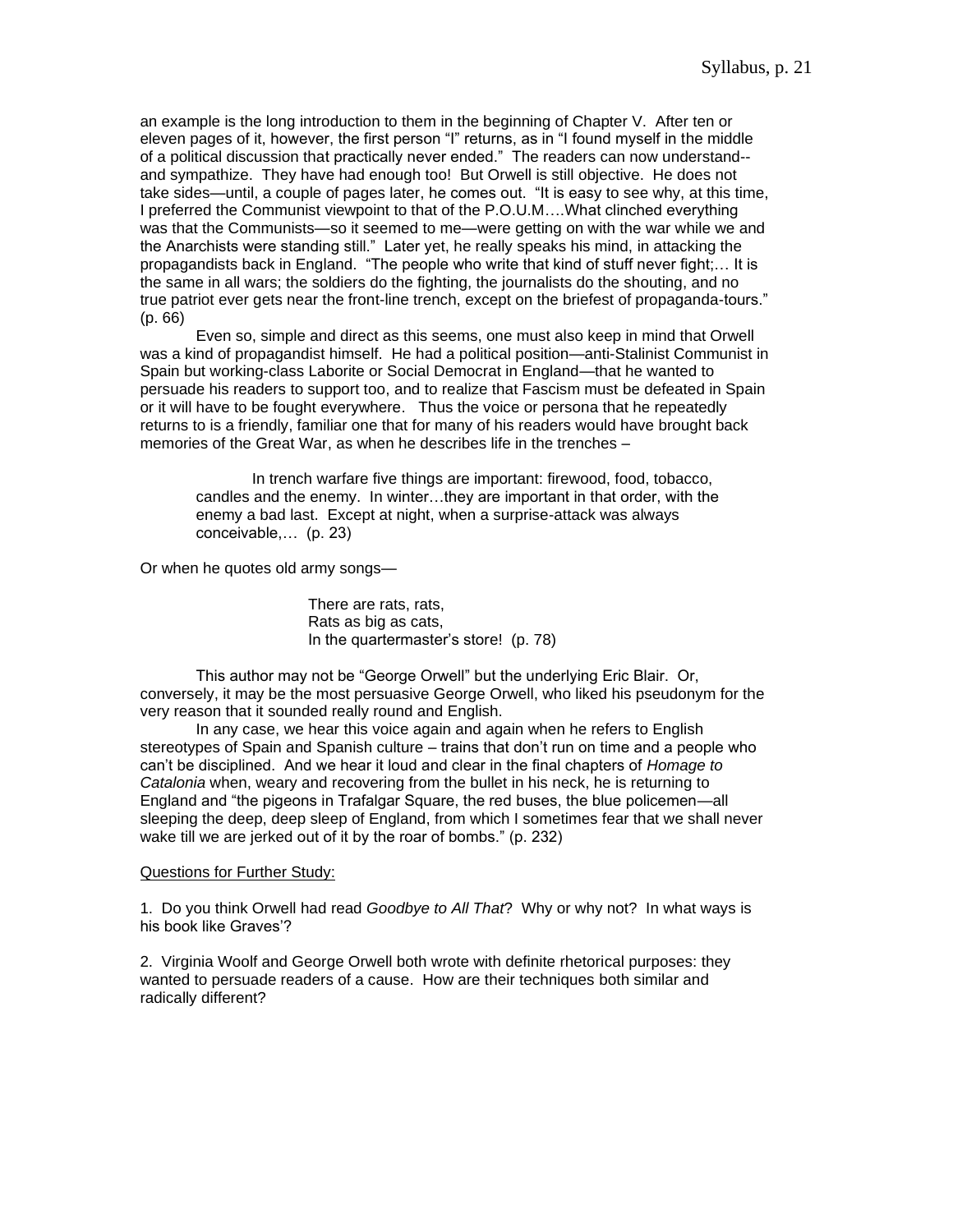an example is the long introduction to them in the beginning of Chapter V. After ten or eleven pages of it, however, the first person "I" returns, as in "I found myself in the middle of a political discussion that practically never ended." The readers can now understand--and sympathize. They have had enough too! But Orwell is still objective. He does not take sides—until, a couple of pages later, he comes out. "It is easy to see why, at this time, I preferred the Communist viewpoint to that of the P.O.U.M….What clinched everything was that the Communists—so it seemed to me—were getting on with the war while we and the Anarchists were standing still." Later yet, he really speaks his mind, in attacking the propagandists back in England. "The people who write that kind of stuff never fight;… It is the same in all wars; the soldiers do the fighting, the journalists do the shouting, and no true patriot ever gets near the front-line trench, except on the briefest of propaganda-tours." (p. 66)

Even so, simple and direct as this seems, one must also keep in mind that Orwell was a kind of propagandist himself. He had a political position—anti-Stalinist Communist in Spain but working-class Laborite or Social Democrat in England—that he wanted to persuade his readers to support too, and to realize that Fascism must be defeated in Spain or it will have to be fought everywhere. Thus the voice or persona that he repeatedly returns to is a friendly, familiar one that for many of his readers would have brought back memories of the Great War, as when he describes life in the trenches –

> In trench warfare five things are important: firewood, food, tobacco, candles and the enemy. In winter…they are important in that order, with the enemy a bad last. Except at night, when a surprise-attack was always conceivable,… (p. 23)

Or when he quotes old army songs—

> There are rats, rats,
> Rats as big as cats,
> In the quartermaster's store! (p. 78)

This author may not be "George Orwell" but the underlying Eric Blair. Or, conversely, it may be the most persuasive George Orwell, who liked his pseudonym for the very reason that it sounded really round and English.

In any case, we hear this voice again and again when he refers to English stereotypes of Spain and Spanish culture – trains that don't run on time and a people who can't be disciplined. And we hear it loud and clear in the final chapters of *Homage to Catalonia* when, weary and recovering from the bullet in his neck, he is returning to England and "the pigeons in Trafalgar Square, the red buses, the blue policemen—all sleeping the deep, deep sleep of England, from which I sometimes fear that we shall never wake till we are jerked out of it by the roar of bombs." (p. 232)

Questions for Further Study:

1. Do you think Orwell had read *Goodbye to All That*? Why or why not? In what ways is his book like Graves'?

2. Virginia Woolf and George Orwell both wrote with definite rhetorical purposes: they wanted to persuade readers of a cause. How are their techniques both similar and radically different?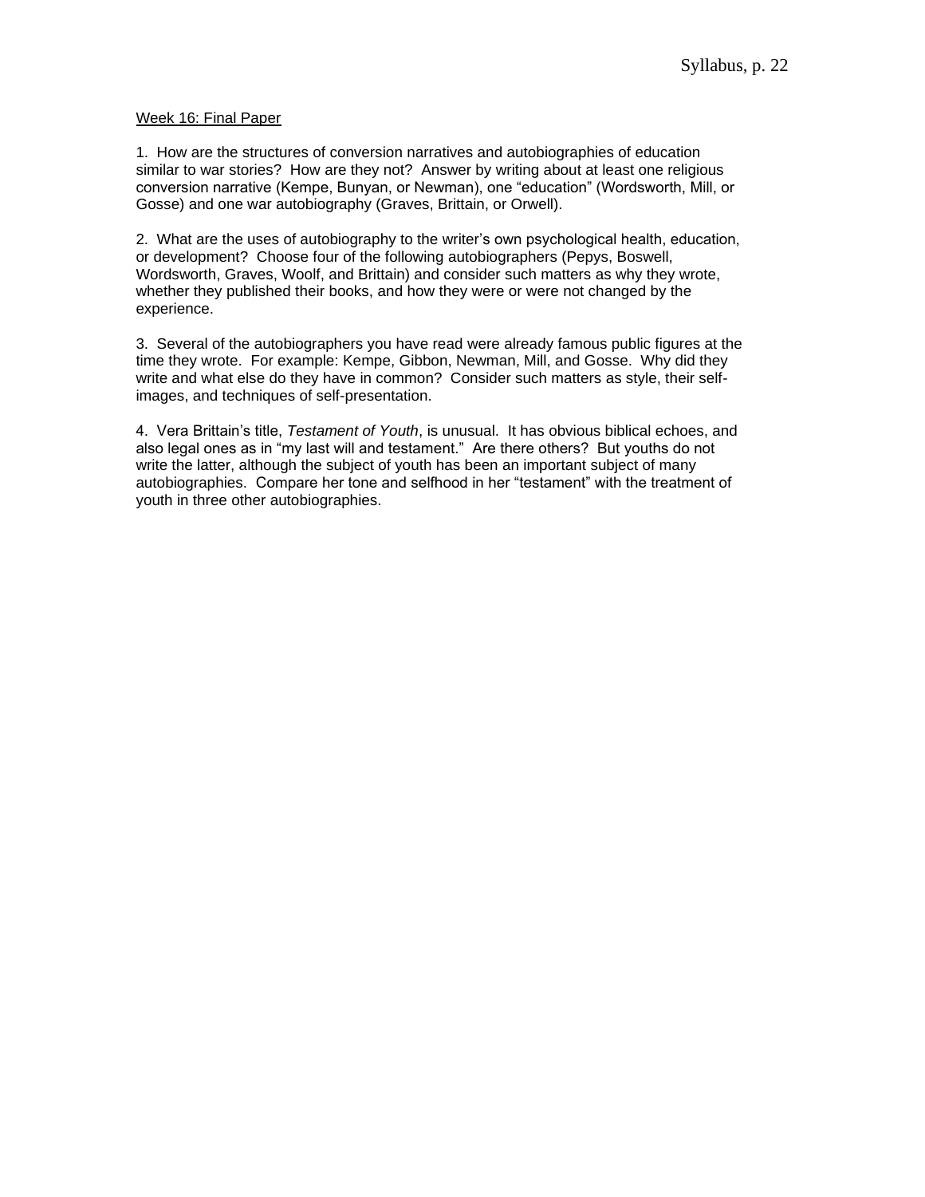Week 16: Final Paper

1. How are the structures of conversion narratives and autobiographies of education similar to war stories? How are they not? Answer by writing about at least one religious conversion narrative (Kempe, Bunyan, or Newman), one "education" (Wordsworth, Mill, or Gosse) and one war autobiography (Graves, Brittain, or Orwell).

2. What are the uses of autobiography to the writer's own psychological health, education, or development? Choose four of the following autobiographers (Pepys, Boswell, Wordsworth, Graves, Woolf, and Brittain) and consider such matters as why they wrote, whether they published their books, and how they were or were not changed by the experience.

3. Several of the autobiographers you have read were already famous public figures at the time they wrote. For example: Kempe, Gibbon, Newman, Mill, and Gosse. Why did they write and what else do they have in common? Consider such matters as style, their self-images, and techniques of self-presentation.

4. Vera Brittain's title, *Testament of Youth*, is unusual. It has obvious biblical echoes, and also legal ones as in "my last will and testament." Are there others? But youths do not write the latter, although the subject of youth has been an important subject of many autobiographies. Compare her tone and selfhood in her "testament" with the treatment of youth in three other autobiographies.